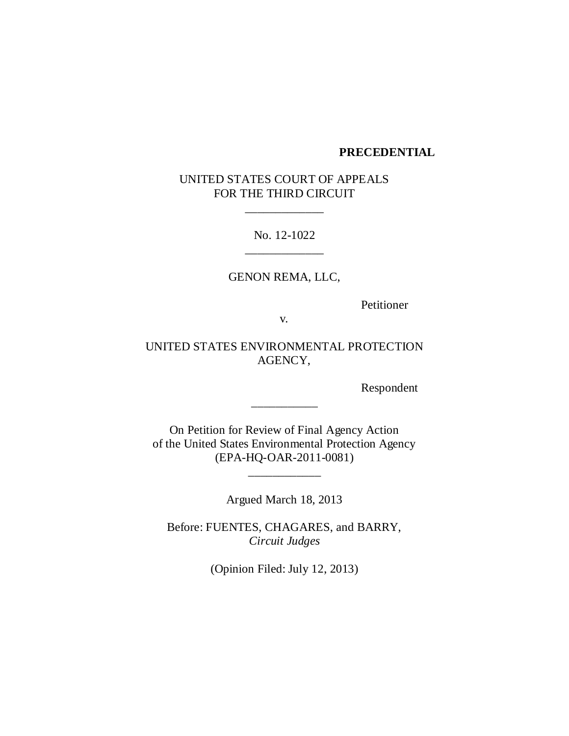**PRECEDENTIAL**

UNITED STATES COURT OF APPEALS
FOR THE THIRD CIRCUIT

\_\_\_\_\_\_\_\_\_\_\_\_\_

No. 12-1022

\_\_\_\_\_\_\_\_\_\_\_\_\_

GENON REMA, LLC,

Petitioner

v.

UNITED STATES ENVIRONMENTAL PROTECTION AGENCY,

Respondent

\_\_\_\_\_\_\_\_\_\_\_

On Petition for Review of Final Agency Action
of the United States Environmental Protection Agency
(EPA-HQ-OAR-2011-0081)

\_\_\_\_\_\_\_\_\_\_\_\_

Argued March 18, 2013

Before: FUENTES, CHAGARES, and BARRY,
*Circuit Judges*

(Opinion Filed: July 12, 2013)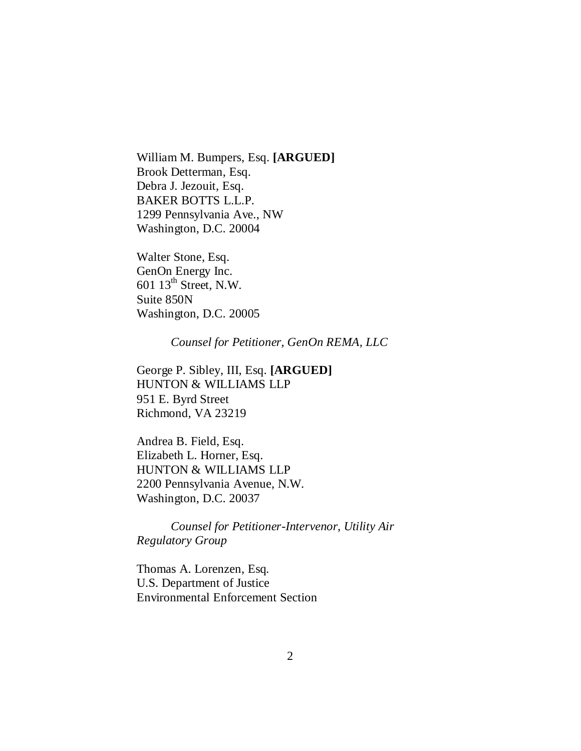William M. Bumpers, Esq. **[ARGUED]**
Brook Detterman, Esq.
Debra J. Jezouit, Esq.
BAKER BOTTS L.L.P.
1299 Pennsylvania Ave., NW
Washington, D.C. 20004

Walter Stone, Esq.
GenOn Energy Inc.
601 13th Street, N.W.
Suite 850N
Washington, D.C. 20005

*Counsel for Petitioner, GenOn REMA, LLC*

George P. Sibley, III, Esq. **[ARGUED]**
HUNTON & WILLIAMS LLP
951 E. Byrd Street
Richmond, VA 23219

Andrea B. Field, Esq.
Elizabeth L. Horner, Esq.
HUNTON & WILLIAMS LLP
2200 Pennsylvania Avenue, N.W.
Washington, D.C. 20037

*Counsel for Petitioner-Intervenor, Utility Air Regulatory Group*

Thomas A. Lorenzen, Esq.
U.S. Department of Justice
Environmental Enforcement Section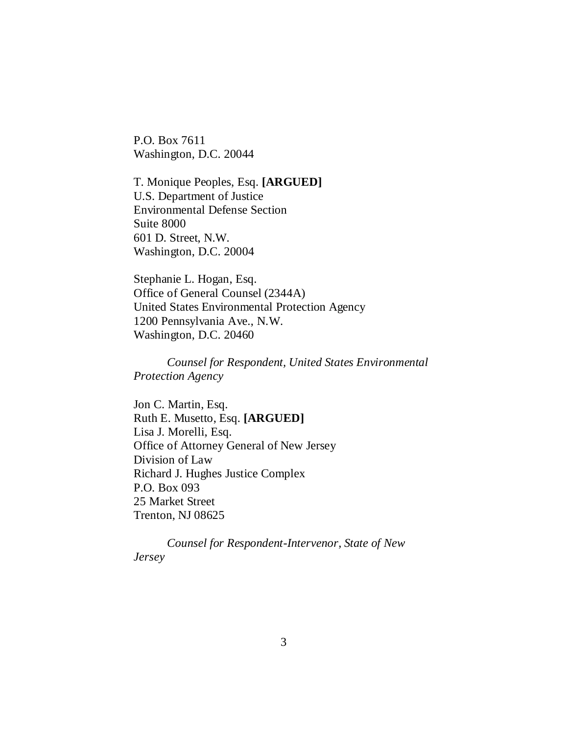P.O. Box 7611
Washington, D.C. 20044

T. Monique Peoples, Esq. **[ARGUED]**
U.S. Department of Justice
Environmental Defense Section
Suite 8000
601 D. Street, N.W.
Washington, D.C. 20004

Stephanie L. Hogan, Esq.
Office of General Counsel (2344A)
United States Environmental Protection Agency
1200 Pennsylvania Ave., N.W.
Washington, D.C. 20460

*Counsel for Respondent, United States Environmental Protection Agency*

Jon C. Martin, Esq.
Ruth E. Musetto, Esq. **[ARGUED]**
Lisa J. Morelli, Esq.
Office of Attorney General of New Jersey
Division of Law
Richard J. Hughes Justice Complex
P.O. Box 093
25 Market Street
Trenton, NJ 08625

*Counsel for Respondent-Intervenor, State of New Jersey*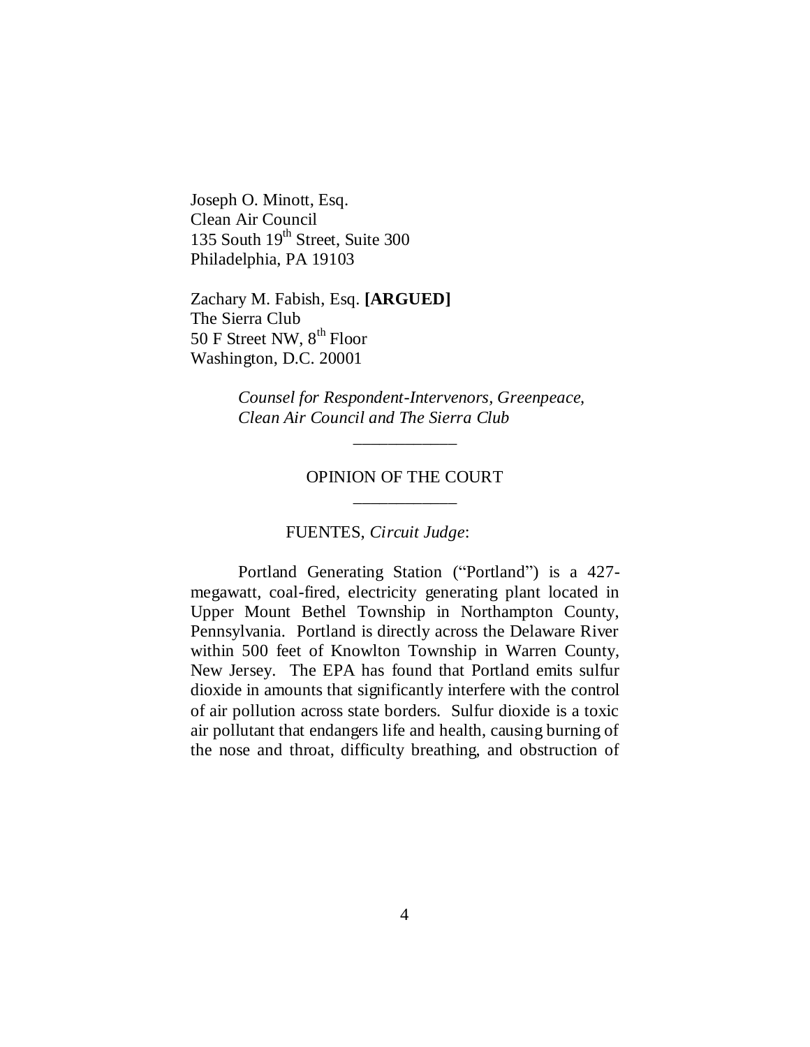Joseph O. Minott, Esq.
Clean Air Council
135 South 19th Street, Suite 300
Philadelphia, PA 19103

Zachary M. Fabish, Esq. **[ARGUED]**
The Sierra Club
50 F Street NW, 8th Floor
Washington, D.C. 20001

*Counsel for Respondent-Intervenors, Greenpeace, Clean Air Council and The Sierra Club*

---

OPINION OF THE COURT

---

FUENTES, *Circuit Judge*:

Portland Generating Station ("Portland") is a 427-megawatt, coal-fired, electricity generating plant located in Upper Mount Bethel Township in Northampton County, Pennsylvania. Portland is directly across the Delaware River within 500 feet of Knowlton Township in Warren County, New Jersey. The EPA has found that Portland emits sulfur dioxide in amounts that significantly interfere with the control of air pollution across state borders. Sulfur dioxide is a toxic air pollutant that endangers life and health, causing burning of the nose and throat, difficulty breathing, and obstruction of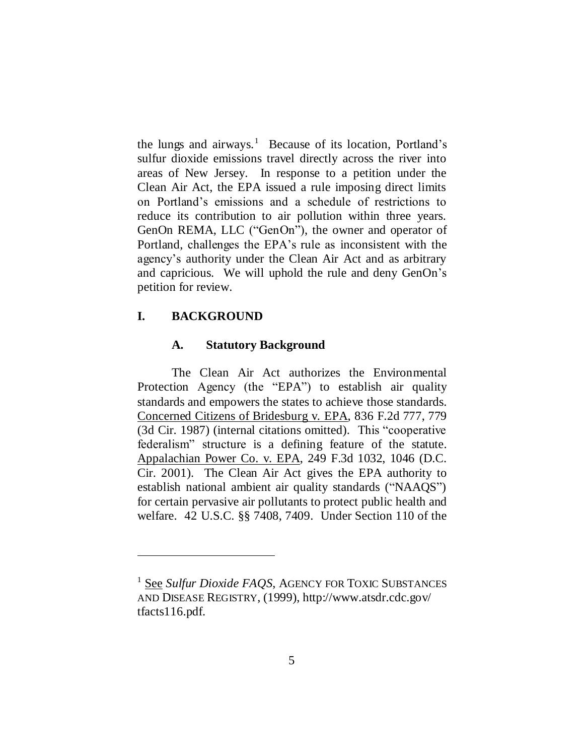the lungs and airways.[1] Because of its location, Portland's sulfur dioxide emissions travel directly across the river into areas of New Jersey. In response to a petition under the Clean Air Act, the EPA issued a rule imposing direct limits on Portland's emissions and a schedule of restrictions to reduce its contribution to air pollution within three years. GenOn REMA, LLC ("GenOn"), the owner and operator of Portland, challenges the EPA's rule as inconsistent with the agency's authority under the Clean Air Act and as arbitrary and capricious. We will uphold the rule and deny GenOn's petition for review.

## I. BACKGROUND

### A. Statutory Background

The Clean Air Act authorizes the Environmental Protection Agency (the "EPA") to establish air quality standards and empowers the states to achieve those standards. Concerned Citizens of Bridesburg v. EPA, 836 F.2d 777, 779 (3d Cir. 1987) (internal citations omitted). This "cooperative federalism" structure is a defining feature of the statute. Appalachian Power Co. v. EPA, 249 F.3d 1032, 1046 (D.C. Cir. 2001). The Clean Air Act gives the EPA authority to establish national ambient air quality standards ("NAAQS") for certain pervasive air pollutants to protect public health and welfare. 42 U.S.C. §§ 7408, 7409. Under Section 110 of the

---

[1] See *Sulfur Dioxide FAQS*, AGENCY FOR TOXIC SUBSTANCES AND DISEASE REGISTRY, (1999), http://www.atsdr.cdc.gov/tfacts116.pdf.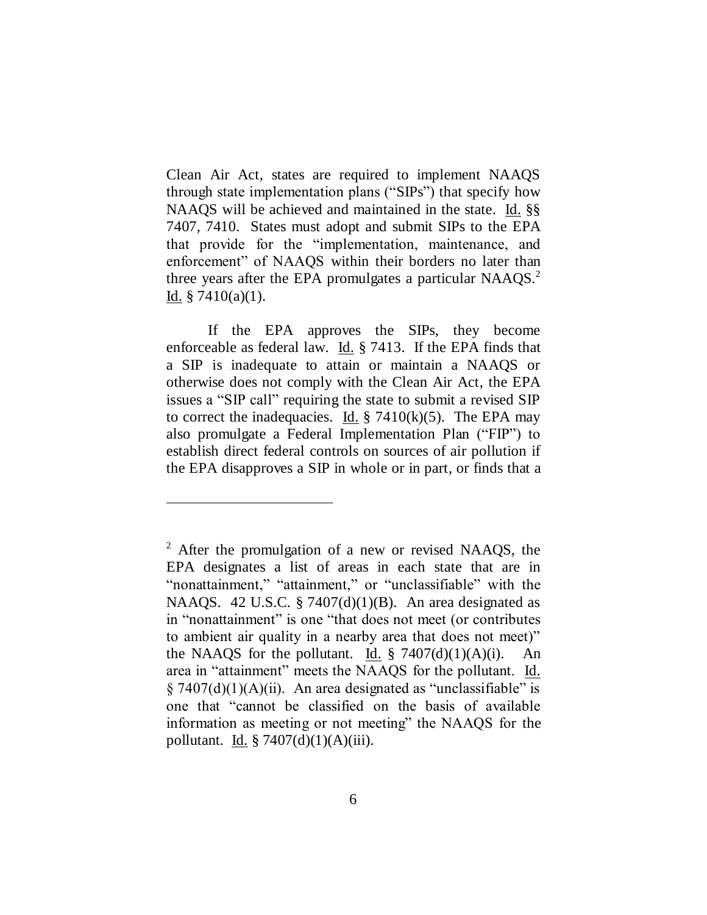Clean Air Act, states are required to implement NAAQS through state implementation plans ("SIPs") that specify how NAAQS will be achieved and maintained in the state. Id. §§ 7407, 7410. States must adopt and submit SIPs to the EPA that provide for the "implementation, maintenance, and enforcement" of NAAQS within their borders no later than three years after the EPA promulgates a particular NAAQS.[2] Id. § 7410(a)(1).

If the EPA approves the SIPs, they become enforceable as federal law. Id. § 7413. If the EPA finds that a SIP is inadequate to attain or maintain a NAAQS or otherwise does not comply with the Clean Air Act, the EPA issues a "SIP call" requiring the state to submit a revised SIP to correct the inadequacies. Id. § 7410(k)(5). The EPA may also promulgate a Federal Implementation Plan ("FIP") to establish direct federal controls on sources of air pollution if the EPA disapproves a SIP in whole or in part, or finds that a

---

[2] After the promulgation of a new or revised NAAQS, the EPA designates a list of areas in each state that are in "nonattainment," "attainment," or "unclassifiable" with the NAAQS. 42 U.S.C. § 7407(d)(1)(B). An area designated as in "nonattainment" is one "that does not meet (or contributes to ambient air quality in a nearby area that does not meet)" the NAAQS for the pollutant. Id. § 7407(d)(1)(A)(i). An area in "attainment" meets the NAAQS for the pollutant. Id. § 7407(d)(1)(A)(ii). An area designated as "unclassifiable" is one that "cannot be classified on the basis of available information as meeting or not meeting" the NAAQS for the pollutant. Id. § 7407(d)(1)(A)(iii).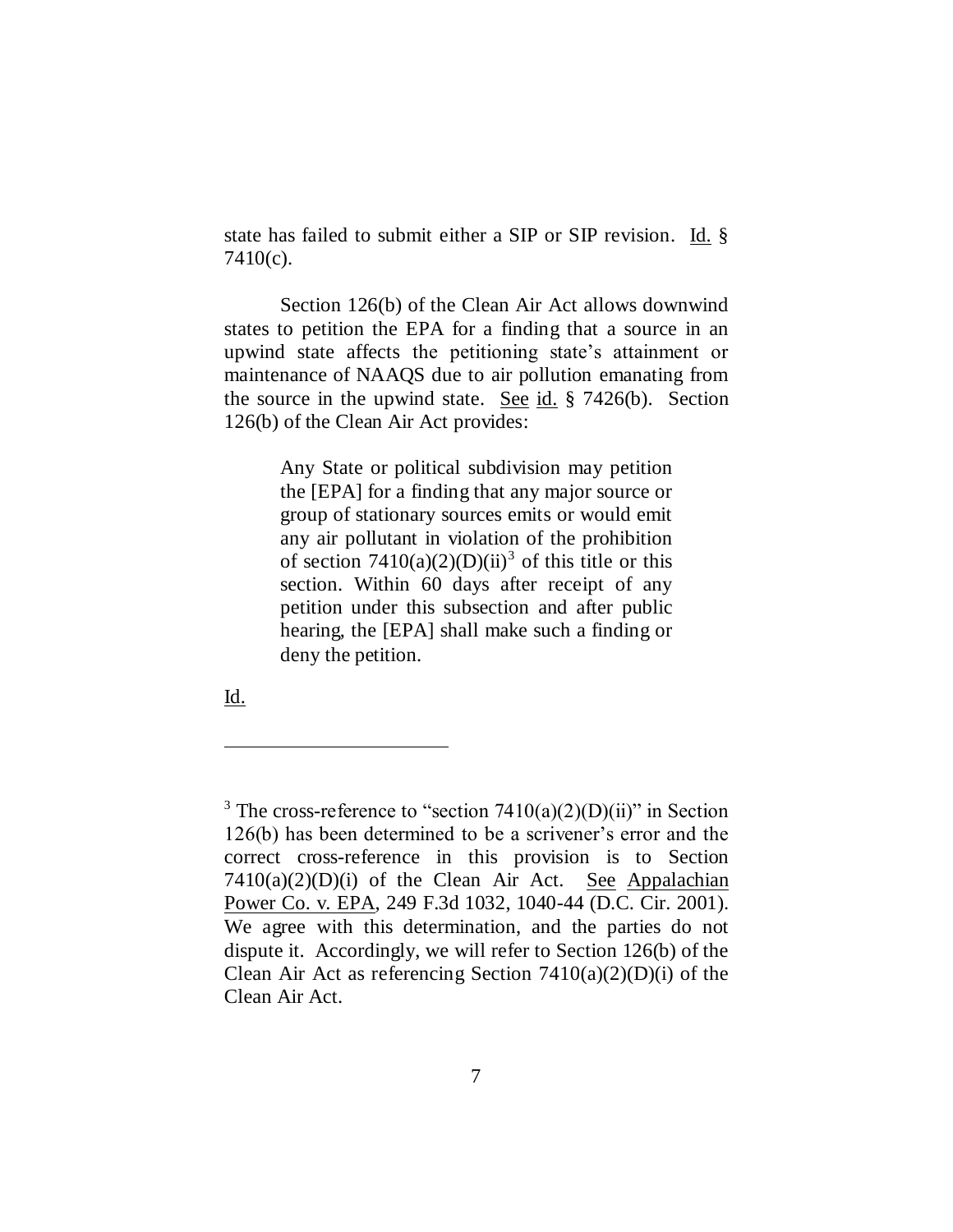state has failed to submit either a SIP or SIP revision. Id. § 7410(c).

Section 126(b) of the Clean Air Act allows downwind states to petition the EPA for a finding that a source in an upwind state affects the petitioning state's attainment or maintenance of NAAQS due to air pollution emanating from the source in the upwind state. See id. § 7426(b). Section 126(b) of the Clean Air Act provides:

> Any State or political subdivision may petition the [EPA] for a finding that any major source or group of stationary sources emits or would emit any air pollutant in violation of the prohibition of section 7410(a)(2)(D)(ii)[3] of this title or this section. Within 60 days after receipt of any petition under this subsection and after public hearing, the [EPA] shall make such a finding or deny the petition.

Id.

---

[3] The cross-reference to "section 7410(a)(2)(D)(ii)" in Section 126(b) has been determined to be a scrivener's error and the correct cross-reference in this provision is to Section 7410(a)(2)(D)(i) of the Clean Air Act. See Appalachian Power Co. v. EPA, 249 F.3d 1032, 1040-44 (D.C. Cir. 2001). We agree with this determination, and the parties do not dispute it. Accordingly, we will refer to Section 126(b) of the Clean Air Act as referencing Section 7410(a)(2)(D)(i) of the Clean Air Act.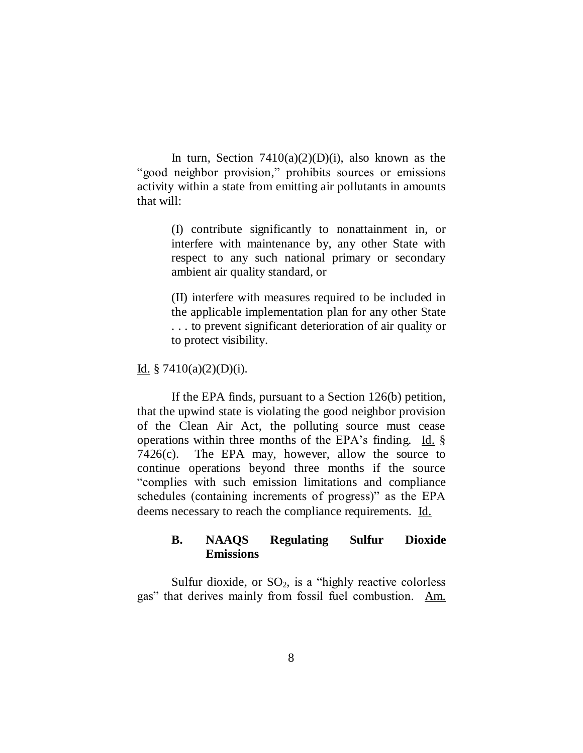In turn, Section 7410(a)(2)(D)(i), also known as the "good neighbor provision," prohibits sources or emissions activity within a state from emitting air pollutants in amounts that will:

> (I) contribute significantly to nonattainment in, or interfere with maintenance by, any other State with respect to any such national primary or secondary ambient air quality standard, or
>
> (II) interfere with measures required to be included in the applicable implementation plan for any other State . . . to prevent significant deterioration of air quality or to protect visibility.

Id. § 7410(a)(2)(D)(i).

If the EPA finds, pursuant to a Section 126(b) petition, that the upwind state is violating the good neighbor provision of the Clean Air Act, the polluting source must cease operations within three months of the EPA's finding. Id. § 7426(c). The EPA may, however, allow the source to continue operations beyond three months if the source "complies with such emission limitations and compliance schedules (containing increments of progress)" as the EPA deems necessary to reach the compliance requirements. Id.

### B. NAAQS Regulating Sulfur Dioxide Emissions

Sulfur dioxide, or $SO_2$, is a "highly reactive colorless gas" that derives mainly from fossil fuel combustion. Am.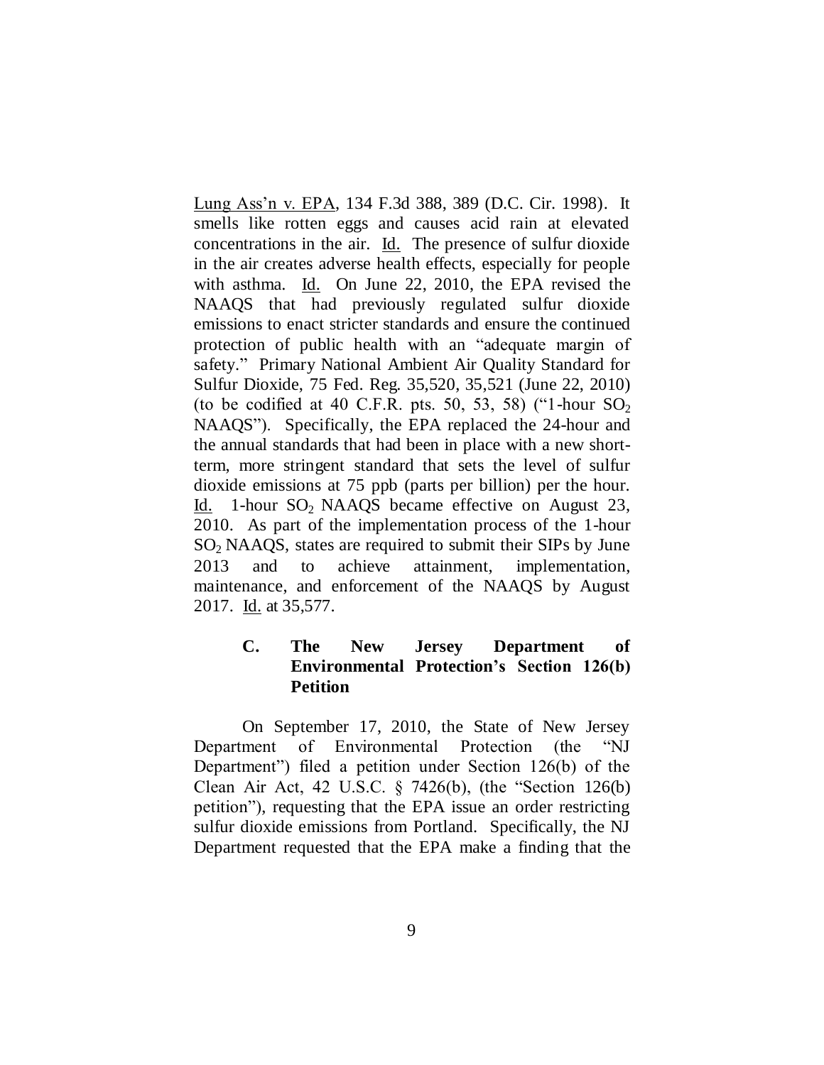Lung Ass'n v. EPA, 134 F.3d 388, 389 (D.C. Cir. 1998). It smells like rotten eggs and causes acid rain at elevated concentrations in the air. Id. The presence of sulfur dioxide in the air creates adverse health effects, especially for people with asthma. Id. On June 22, 2010, the EPA revised the NAAQS that had previously regulated sulfur dioxide emissions to enact stricter standards and ensure the continued protection of public health with an "adequate margin of safety." Primary National Ambient Air Quality Standard for Sulfur Dioxide, 75 Fed. Reg. 35,520, 35,521 (June 22, 2010) (to be codified at 40 C.F.R. pts. 50, 53, 58) ("1-hour $SO_2$ NAAQS"). Specifically, the EPA replaced the 24-hour and the annual standards that had been in place with a new short-term, more stringent standard that sets the level of sulfur dioxide emissions at 75 ppb (parts per billion) per the hour. Id. 1-hour $SO_2$ NAAQS became effective on August 23, 2010. As part of the implementation process of the 1-hour $SO_2$ NAAQS, states are required to submit their SIPs by June 2013 and to achieve attainment, implementation, maintenance, and enforcement of the NAAQS by August 2017. Id. at 35,577.

### C. The New Jersey Department of Environmental Protection's Section 126(b) Petition

On September 17, 2010, the State of New Jersey Department of Environmental Protection (the "NJ Department") filed a petition under Section 126(b) of the Clean Air Act, 42 U.S.C. § 7426(b), (the "Section 126(b) petition"), requesting that the EPA issue an order restricting sulfur dioxide emissions from Portland. Specifically, the NJ Department requested that the EPA make a finding that the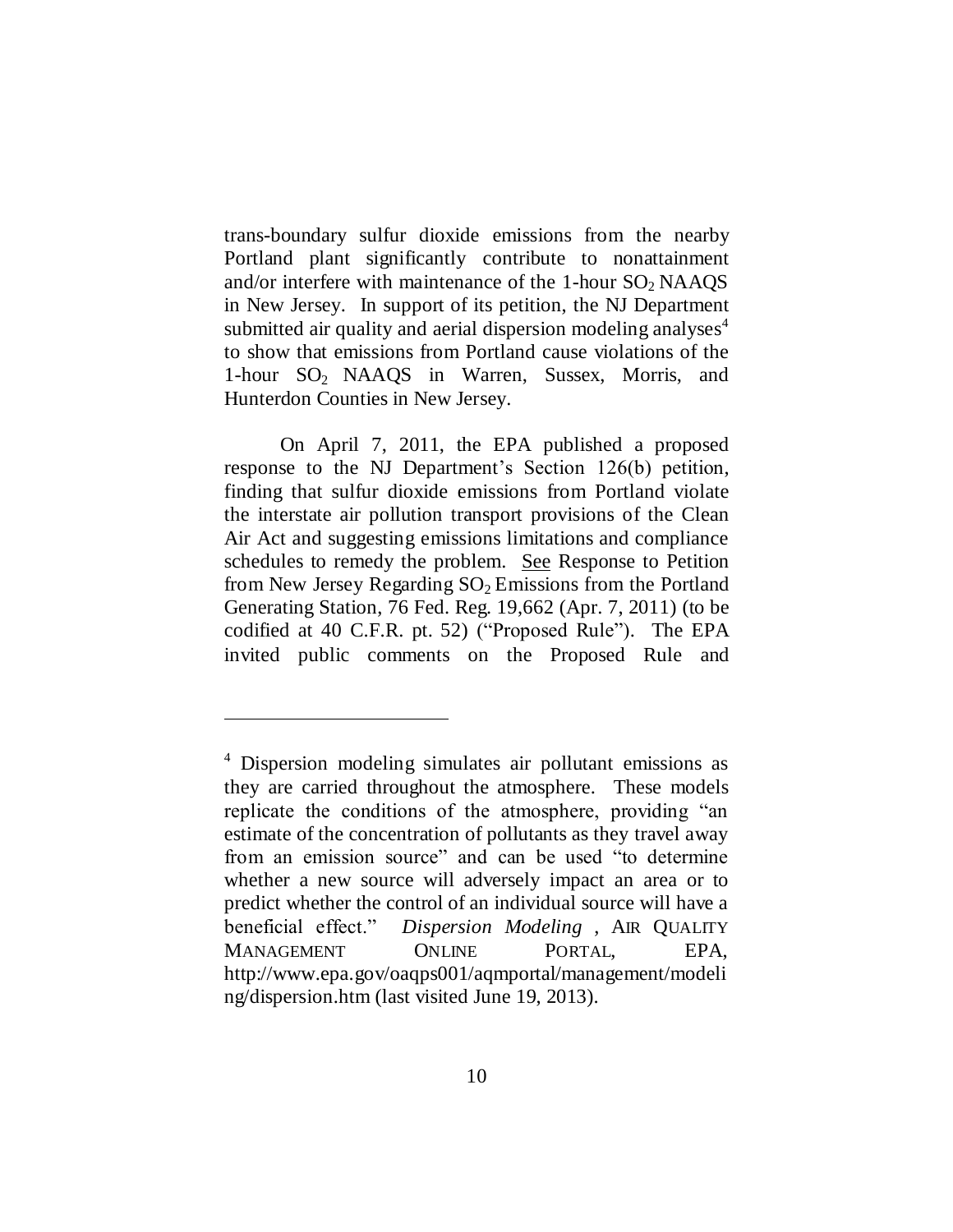trans-boundary sulfur dioxide emissions from the nearby Portland plant significantly contribute to nonattainment and/or interfere with maintenance of the 1-hour $SO_2$ NAAQS in New Jersey. In support of its petition, the NJ Department submitted air quality and aerial dispersion modeling analyses[4] to show that emissions from Portland cause violations of the 1-hour $SO_2$ NAAQS in Warren, Sussex, Morris, and Hunterdon Counties in New Jersey.

On April 7, 2011, the EPA published a proposed response to the NJ Department's Section 126(b) petition, finding that sulfur dioxide emissions from Portland violate the interstate air pollution transport provisions of the Clean Air Act and suggesting emissions limitations and compliance schedules to remedy the problem. See Response to Petition from New Jersey Regarding $SO_2$ Emissions from the Portland Generating Station, 76 Fed. Reg. 19,662 (Apr. 7, 2011) (to be codified at 40 C.F.R. pt. 52) ("Proposed Rule"). The EPA invited public comments on the Proposed Rule and

---

[4] Dispersion modeling simulates air pollutant emissions as they are carried throughout the atmosphere. These models replicate the conditions of the atmosphere, providing "an estimate of the concentration of pollutants as they travel away from an emission source" and can be used "to determine whether a new source will adversely impact an area or to predict whether the control of an individual source will have a beneficial effect." *Dispersion Modeling* , AIR QUALITY MANAGEMENT ONLINE PORTAL, EPA, http://www.epa.gov/oaqps001/aqmportal/management/modeling/dispersion.htm (last visited June 19, 2013).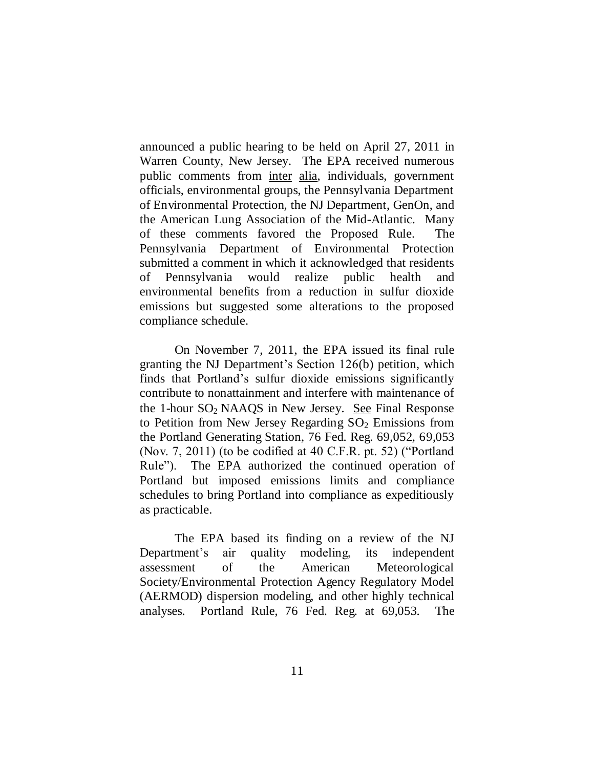announced a public hearing to be held on April 27, 2011 in Warren County, New Jersey. The EPA received numerous public comments from inter alia, individuals, government officials, environmental groups, the Pennsylvania Department of Environmental Protection, the NJ Department, GenOn, and the American Lung Association of the Mid-Atlantic. Many of these comments favored the Proposed Rule. The Pennsylvania Department of Environmental Protection submitted a comment in which it acknowledged that residents of Pennsylvania would realize public health and environmental benefits from a reduction in sulfur dioxide emissions but suggested some alterations to the proposed compliance schedule.

On November 7, 2011, the EPA issued its final rule granting the NJ Department's Section 126(b) petition, which finds that Portland's sulfur dioxide emissions significantly contribute to nonattainment and interfere with maintenance of the 1-hour $SO_2$ NAAQS in New Jersey. See Final Response to Petition from New Jersey Regarding $SO_2$ Emissions from the Portland Generating Station, 76 Fed. Reg. 69,052, 69,053 (Nov. 7, 2011) (to be codified at 40 C.F.R. pt. 52) ("Portland Rule"). The EPA authorized the continued operation of Portland but imposed emissions limits and compliance schedules to bring Portland into compliance as expeditiously as practicable.

The EPA based its finding on a review of the NJ Department's air quality modeling, its independent assessment of the American Meteorological Society/Environmental Protection Agency Regulatory Model (AERMOD) dispersion modeling, and other highly technical analyses. Portland Rule, 76 Fed. Reg. at 69,053. The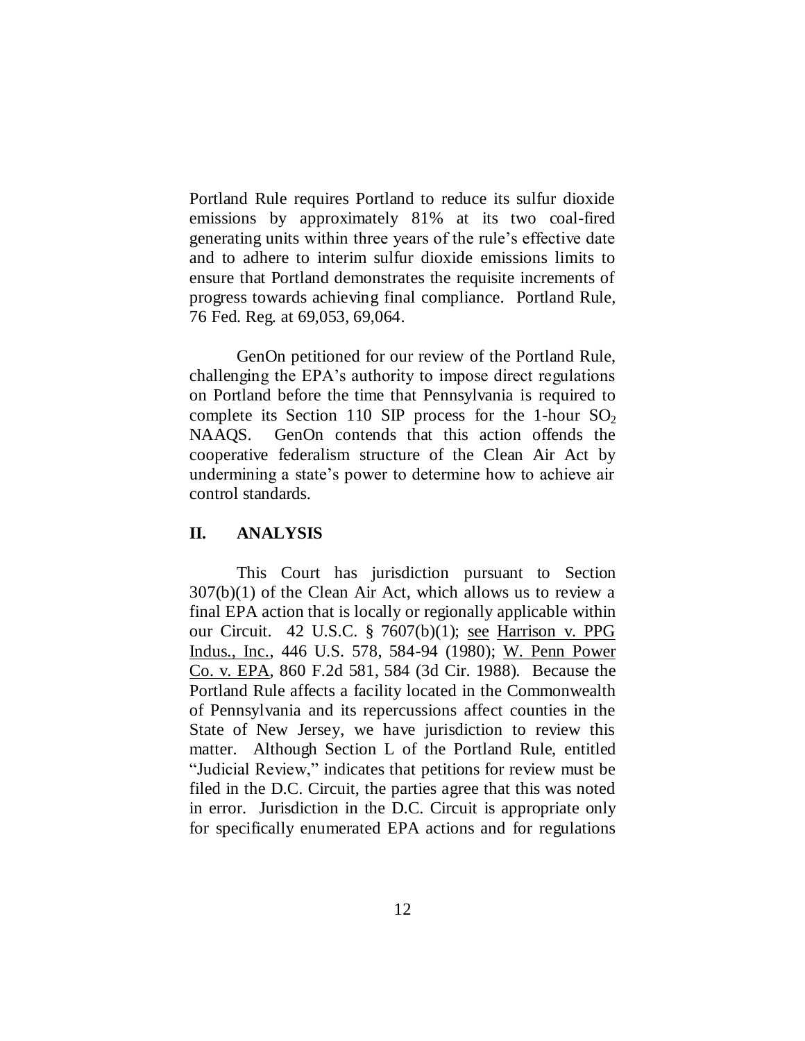Portland Rule requires Portland to reduce its sulfur dioxide emissions by approximately 81% at its two coal-fired generating units within three years of the rule's effective date and to adhere to interim sulfur dioxide emissions limits to ensure that Portland demonstrates the requisite increments of progress towards achieving final compliance. Portland Rule, 76 Fed. Reg. at 69,053, 69,064.

GenOn petitioned for our review of the Portland Rule, challenging the EPA's authority to impose direct regulations on Portland before the time that Pennsylvania is required to complete its Section 110 SIP process for the 1-hour $SO_2$ NAAQS. GenOn contends that this action offends the cooperative federalism structure of the Clean Air Act by undermining a state's power to determine how to achieve air control standards.

## II. ANALYSIS

This Court has jurisdiction pursuant to Section 307(b)(1) of the Clean Air Act, which allows us to review a final EPA action that is locally or regionally applicable within our Circuit. 42 U.S.C. § 7607(b)(1); see Harrison v. PPG Indus., Inc., 446 U.S. 578, 584-94 (1980); W. Penn Power Co. v. EPA, 860 F.2d 581, 584 (3d Cir. 1988). Because the Portland Rule affects a facility located in the Commonwealth of Pennsylvania and its repercussions affect counties in the State of New Jersey, we have jurisdiction to review this matter. Although Section L of the Portland Rule, entitled "Judicial Review," indicates that petitions for review must be filed in the D.C. Circuit, the parties agree that this was noted in error. Jurisdiction in the D.C. Circuit is appropriate only for specifically enumerated EPA actions and for regulations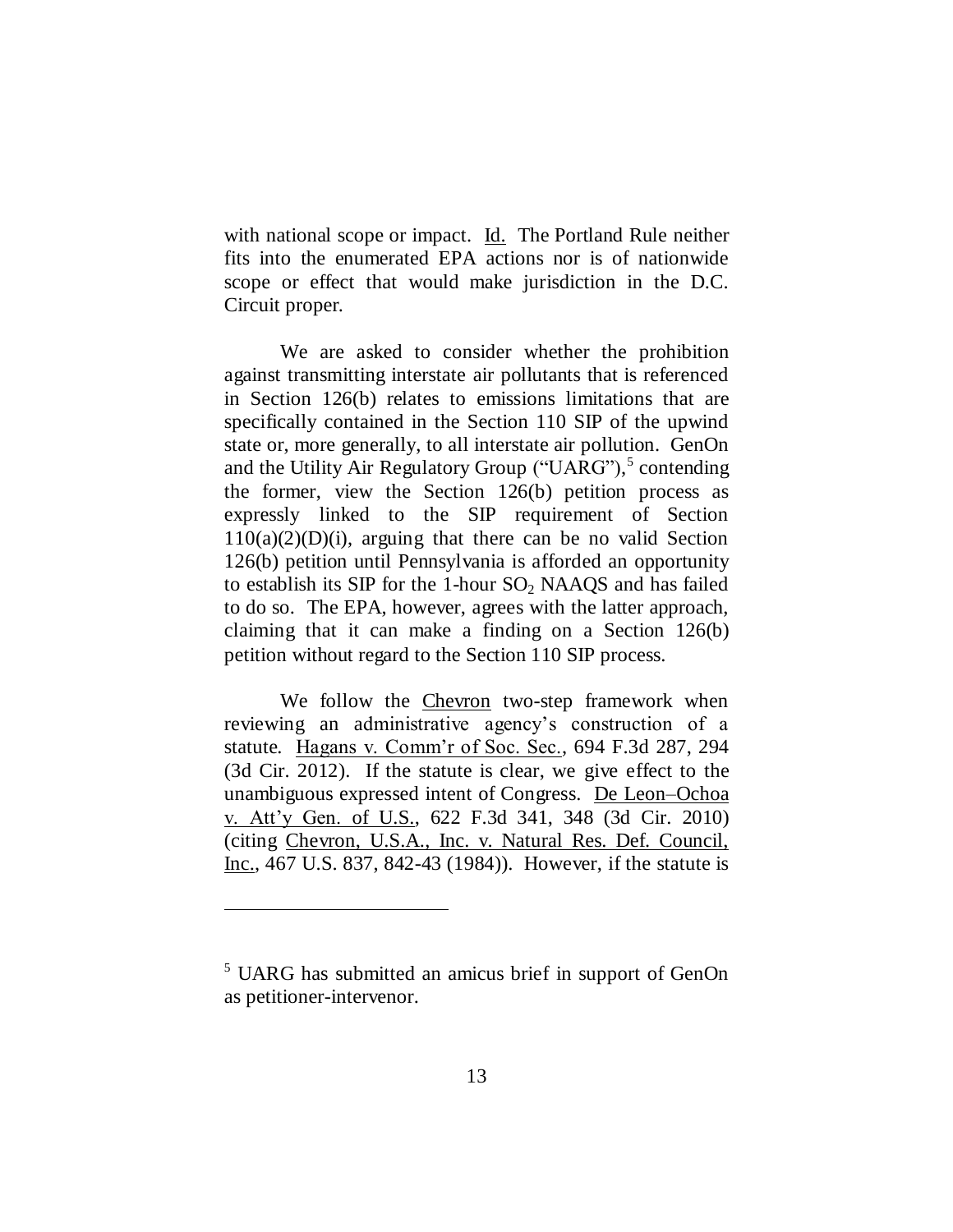with national scope or impact. Id. The Portland Rule neither fits into the enumerated EPA actions nor is of nationwide scope or effect that would make jurisdiction in the D.C. Circuit proper.

We are asked to consider whether the prohibition against transmitting interstate air pollutants that is referenced in Section 126(b) relates to emissions limitations that are specifically contained in the Section 110 SIP of the upwind state or, more generally, to all interstate air pollution. GenOn and the Utility Air Regulatory Group ("UARG"),[5] contending the former, view the Section 126(b) petition process as expressly linked to the SIP requirement of Section 110(a)(2)(D)(i), arguing that there can be no valid Section 126(b) petition until Pennsylvania is afforded an opportunity to establish its SIP for the 1-hour $SO_2$ NAAQS and has failed to do so. The EPA, however, agrees with the latter approach, claiming that it can make a finding on a Section 126(b) petition without regard to the Section 110 SIP process.

We follow the Chevron two-step framework when reviewing an administrative agency's construction of a statute. Hagans v. Comm'r of Soc. Sec., 694 F.3d 287, 294 (3d Cir. 2012). If the statute is clear, we give effect to the unambiguous expressed intent of Congress. De Leon–Ochoa v. Att'y Gen. of U.S., 622 F.3d 341, 348 (3d Cir. 2010) (citing Chevron, U.S.A., Inc. v. Natural Res. Def. Council, Inc., 467 U.S. 837, 842-43 (1984)). However, if the statute is

---

[5] UARG has submitted an amicus brief in support of GenOn as petitioner-intervenor.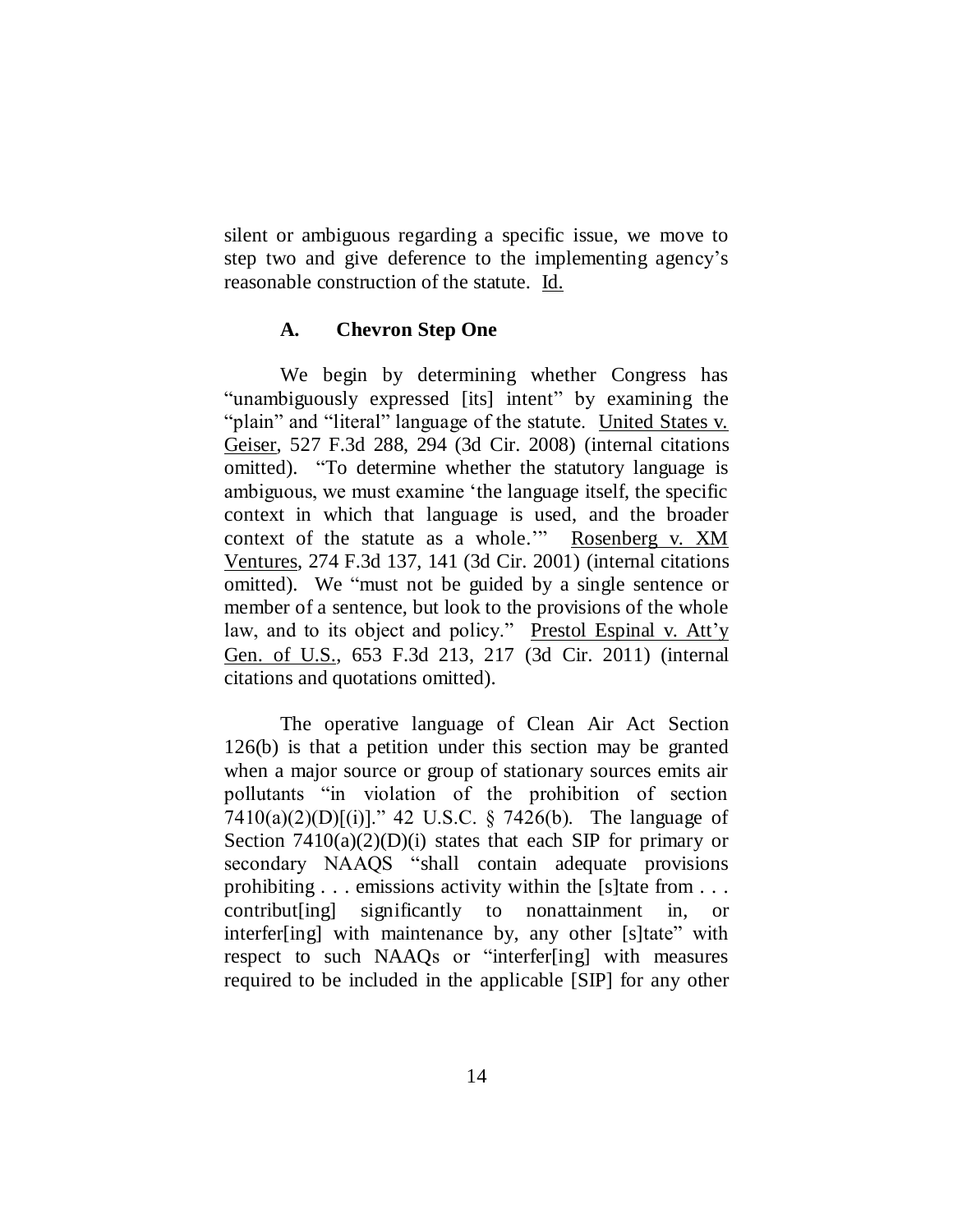silent or ambiguous regarding a specific issue, we move to step two and give deference to the implementing agency's reasonable construction of the statute. Id.

### A. Chevron Step One

We begin by determining whether Congress has "unambiguously expressed [its] intent" by examining the "plain" and "literal" language of the statute. United States v. Geiser, 527 F.3d 288, 294 (3d Cir. 2008) (internal citations omitted). "To determine whether the statutory language is ambiguous, we must examine 'the language itself, the specific context in which that language is used, and the broader context of the statute as a whole.'" Rosenberg v. XM Ventures, 274 F.3d 137, 141 (3d Cir. 2001) (internal citations omitted). We "must not be guided by a single sentence or member of a sentence, but look to the provisions of the whole law, and to its object and policy." Prestol Espinal v. Att'y Gen. of U.S., 653 F.3d 213, 217 (3d Cir. 2011) (internal citations and quotations omitted).

The operative language of Clean Air Act Section 126(b) is that a petition under this section may be granted when a major source or group of stationary sources emits air pollutants "in violation of the prohibition of section 7410(a)(2)(D)[(i)]." 42 U.S.C. § 7426(b). The language of Section 7410(a)(2)(D)(i) states that each SIP for primary or secondary NAAQS "shall contain adequate provisions prohibiting . . . emissions activity within the [s]tate from . . . contribut[ing] significantly to nonattainment in, or interfer[ing] with maintenance by, any other [s]tate" with respect to such NAAQs or "interfer[ing] with measures required to be included in the applicable [SIP] for any other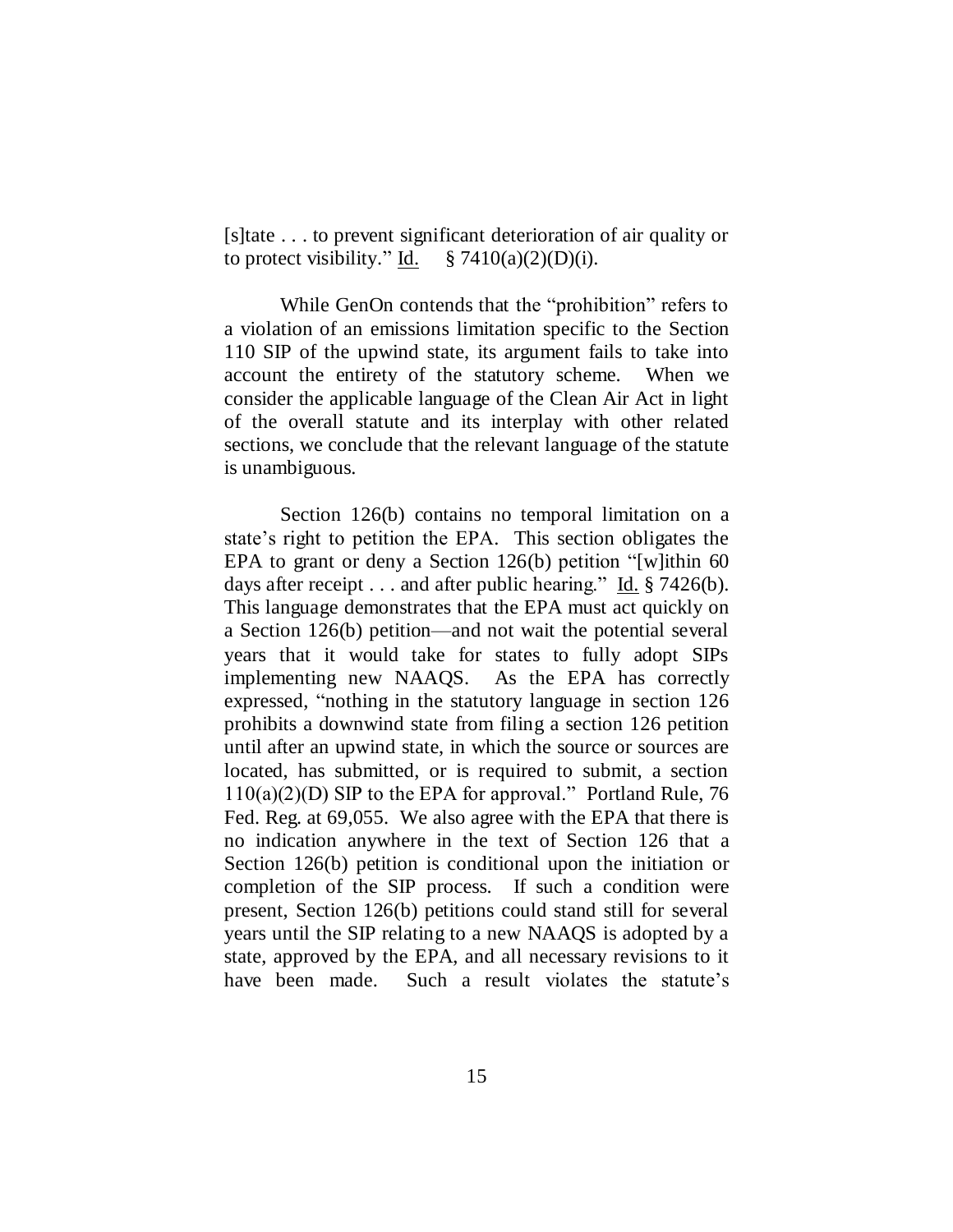[s]tate . . . to prevent significant deterioration of air quality or to protect visibility." Id. § 7410(a)(2)(D)(i).

While GenOn contends that the "prohibition" refers to a violation of an emissions limitation specific to the Section 110 SIP of the upwind state, its argument fails to take into account the entirety of the statutory scheme. When we consider the applicable language of the Clean Air Act in light of the overall statute and its interplay with other related sections, we conclude that the relevant language of the statute is unambiguous.

Section 126(b) contains no temporal limitation on a state's right to petition the EPA. This section obligates the EPA to grant or deny a Section 126(b) petition "[w]ithin 60 days after receipt . . . and after public hearing." Id. § 7426(b). This language demonstrates that the EPA must act quickly on a Section 126(b) petition—and not wait the potential several years that it would take for states to fully adopt SIPs implementing new NAAQS. As the EPA has correctly expressed, "nothing in the statutory language in section 126 prohibits a downwind state from filing a section 126 petition until after an upwind state, in which the source or sources are located, has submitted, or is required to submit, a section 110(a)(2)(D) SIP to the EPA for approval." Portland Rule, 76 Fed. Reg. at 69,055. We also agree with the EPA that there is no indication anywhere in the text of Section 126 that a Section 126(b) petition is conditional upon the initiation or completion of the SIP process. If such a condition were present, Section 126(b) petitions could stand still for several years until the SIP relating to a new NAAQS is adopted by a state, approved by the EPA, and all necessary revisions to it have been made. Such a result violates the statute's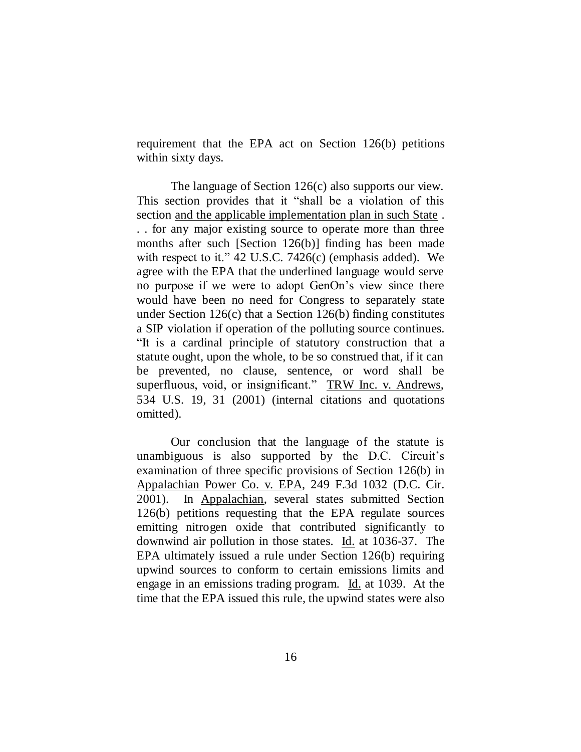requirement that the EPA act on Section 126(b) petitions within sixty days.

The language of Section 126(c) also supports our view. This section provides that it "shall be a violation of this section <u>and the applicable implementation plan in such State</u> . . . for any major existing source to operate more than three months after such [Section 126(b)] finding has been made with respect to it." 42 U.S.C. 7426(c) (emphasis added). We agree with the EPA that the underlined language would serve no purpose if we were to adopt GenOn's view since there would have been no need for Congress to separately state under Section 126(c) that a Section 126(b) finding constitutes a SIP violation if operation of the polluting source continues. "It is a cardinal principle of statutory construction that a statute ought, upon the whole, to be so construed that, if it can be prevented, no clause, sentence, or word shall be superfluous, void, or insignificant." <u>TRW Inc. v. Andrews</u>, 534 U.S. 19, 31 (2001) (internal citations and quotations omitted).

Our conclusion that the language of the statute is unambiguous is also supported by the D.C. Circuit's examination of three specific provisions of Section 126(b) in <u>Appalachian Power Co. v. EPA</u>, 249 F.3d 1032 (D.C. Cir. 2001). In <u>Appalachian</u>, several states submitted Section 126(b) petitions requesting that the EPA regulate sources emitting nitrogen oxide that contributed significantly to downwind air pollution in those states. <u>Id.</u> at 1036-37. The EPA ultimately issued a rule under Section 126(b) requiring upwind sources to conform to certain emissions limits and engage in an emissions trading program. <u>Id.</u> at 1039. At the time that the EPA issued this rule, the upwind states were also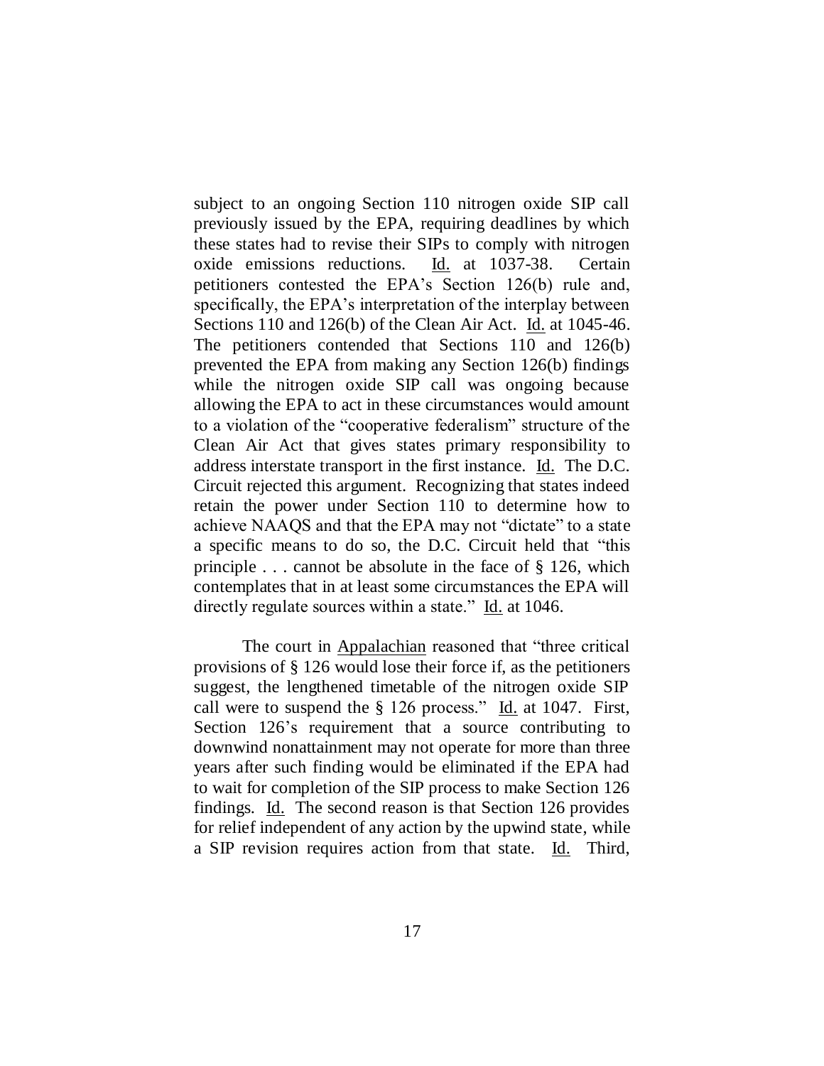subject to an ongoing Section 110 nitrogen oxide SIP call previously issued by the EPA, requiring deadlines by which these states had to revise their SIPs to comply with nitrogen oxide emissions reductions. Id. at 1037-38. Certain petitioners contested the EPA's Section 126(b) rule and, specifically, the EPA's interpretation of the interplay between Sections 110 and 126(b) of the Clean Air Act. Id. at 1045-46. The petitioners contended that Sections 110 and 126(b) prevented the EPA from making any Section 126(b) findings while the nitrogen oxide SIP call was ongoing because allowing the EPA to act in these circumstances would amount to a violation of the "cooperative federalism" structure of the Clean Air Act that gives states primary responsibility to address interstate transport in the first instance. Id. The D.C. Circuit rejected this argument. Recognizing that states indeed retain the power under Section 110 to determine how to achieve NAAQS and that the EPA may not "dictate" to a state a specific means to do so, the D.C. Circuit held that "this principle . . . cannot be absolute in the face of § 126, which contemplates that in at least some circumstances the EPA will directly regulate sources within a state." Id. at 1046.

The court in Appalachian reasoned that "three critical provisions of § 126 would lose their force if, as the petitioners suggest, the lengthened timetable of the nitrogen oxide SIP call were to suspend the § 126 process." Id. at 1047. First, Section 126's requirement that a source contributing to downwind nonattainment may not operate for more than three years after such finding would be eliminated if the EPA had to wait for completion of the SIP process to make Section 126 findings. Id. The second reason is that Section 126 provides for relief independent of any action by the upwind state, while a SIP revision requires action from that state. Id. Third,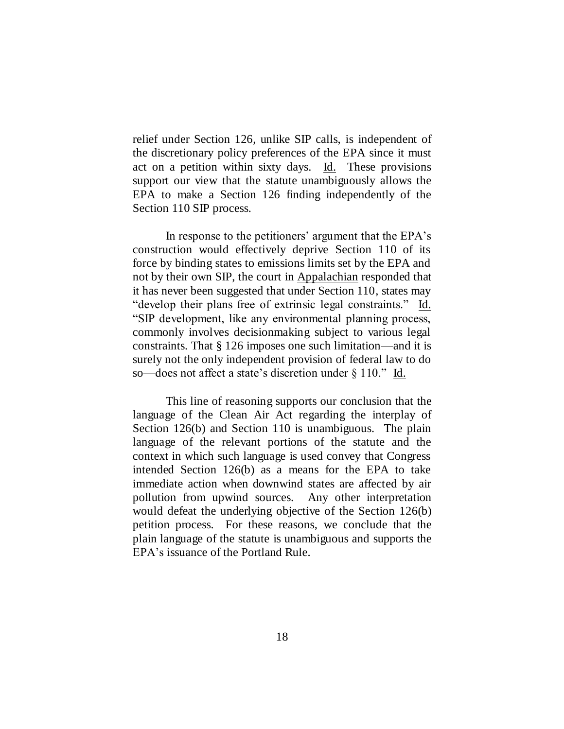relief under Section 126, unlike SIP calls, is independent of the discretionary policy preferences of the EPA since it must act on a petition within sixty days. Id. These provisions support our view that the statute unambiguously allows the EPA to make a Section 126 finding independently of the Section 110 SIP process.

In response to the petitioners' argument that the EPA's construction would effectively deprive Section 110 of its force by binding states to emissions limits set by the EPA and not by their own SIP, the court in Appalachian responded that it has never been suggested that under Section 110, states may "develop their plans free of extrinsic legal constraints." Id. "SIP development, like any environmental planning process, commonly involves decisionmaking subject to various legal constraints. That § 126 imposes one such limitation—and it is surely not the only independent provision of federal law to do so—does not affect a state's discretion under § 110." Id.

This line of reasoning supports our conclusion that the language of the Clean Air Act regarding the interplay of Section 126(b) and Section 110 is unambiguous. The plain language of the relevant portions of the statute and the context in which such language is used convey that Congress intended Section 126(b) as a means for the EPA to take immediate action when downwind states are affected by air pollution from upwind sources. Any other interpretation would defeat the underlying objective of the Section 126(b) petition process. For these reasons, we conclude that the plain language of the statute is unambiguous and supports the EPA's issuance of the Portland Rule.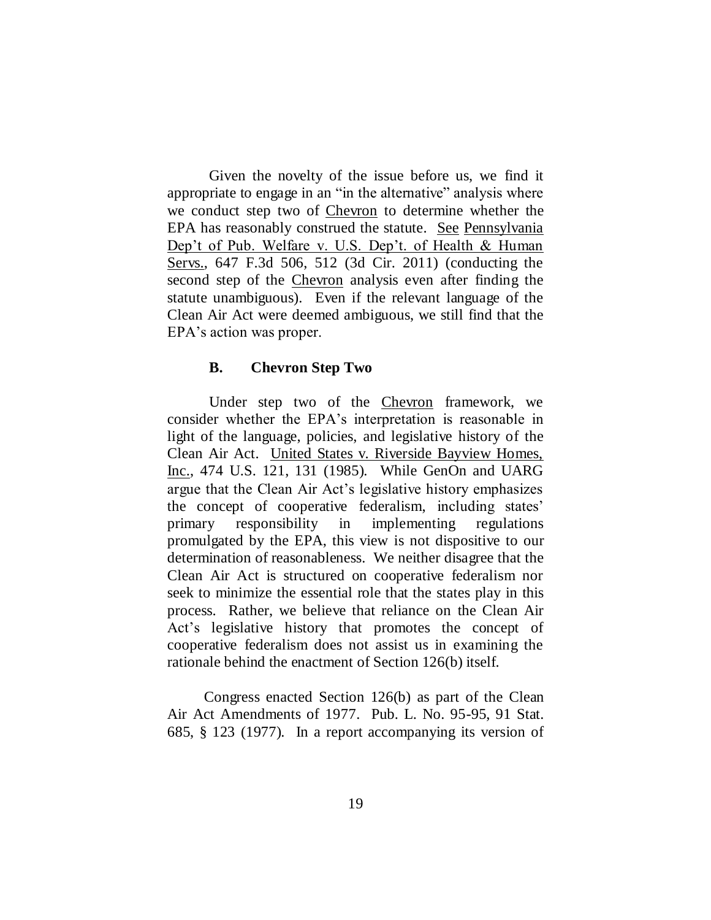Given the novelty of the issue before us, we find it appropriate to engage in an "in the alternative" analysis where we conduct step two of Chevron to determine whether the EPA has reasonably construed the statute. See Pennsylvania Dep't of Pub. Welfare v. U.S. Dep't. of Health & Human Servs., 647 F.3d 506, 512 (3d Cir. 2011) (conducting the second step of the Chevron analysis even after finding the statute unambiguous). Even if the relevant language of the Clean Air Act were deemed ambiguous, we still find that the EPA's action was proper.

### B. Chevron Step Two

Under step two of the Chevron framework, we consider whether the EPA's interpretation is reasonable in light of the language, policies, and legislative history of the Clean Air Act. United States v. Riverside Bayview Homes, Inc., 474 U.S. 121, 131 (1985). While GenOn and UARG argue that the Clean Air Act's legislative history emphasizes the concept of cooperative federalism, including states' primary responsibility in implementing regulations promulgated by the EPA, this view is not dispositive to our determination of reasonableness. We neither disagree that the Clean Air Act is structured on cooperative federalism nor seek to minimize the essential role that the states play in this process. Rather, we believe that reliance on the Clean Air Act's legislative history that promotes the concept of cooperative federalism does not assist us in examining the rationale behind the enactment of Section 126(b) itself.

Congress enacted Section 126(b) as part of the Clean Air Act Amendments of 1977. Pub. L. No. 95-95, 91 Stat. 685, § 123 (1977). In a report accompanying its version of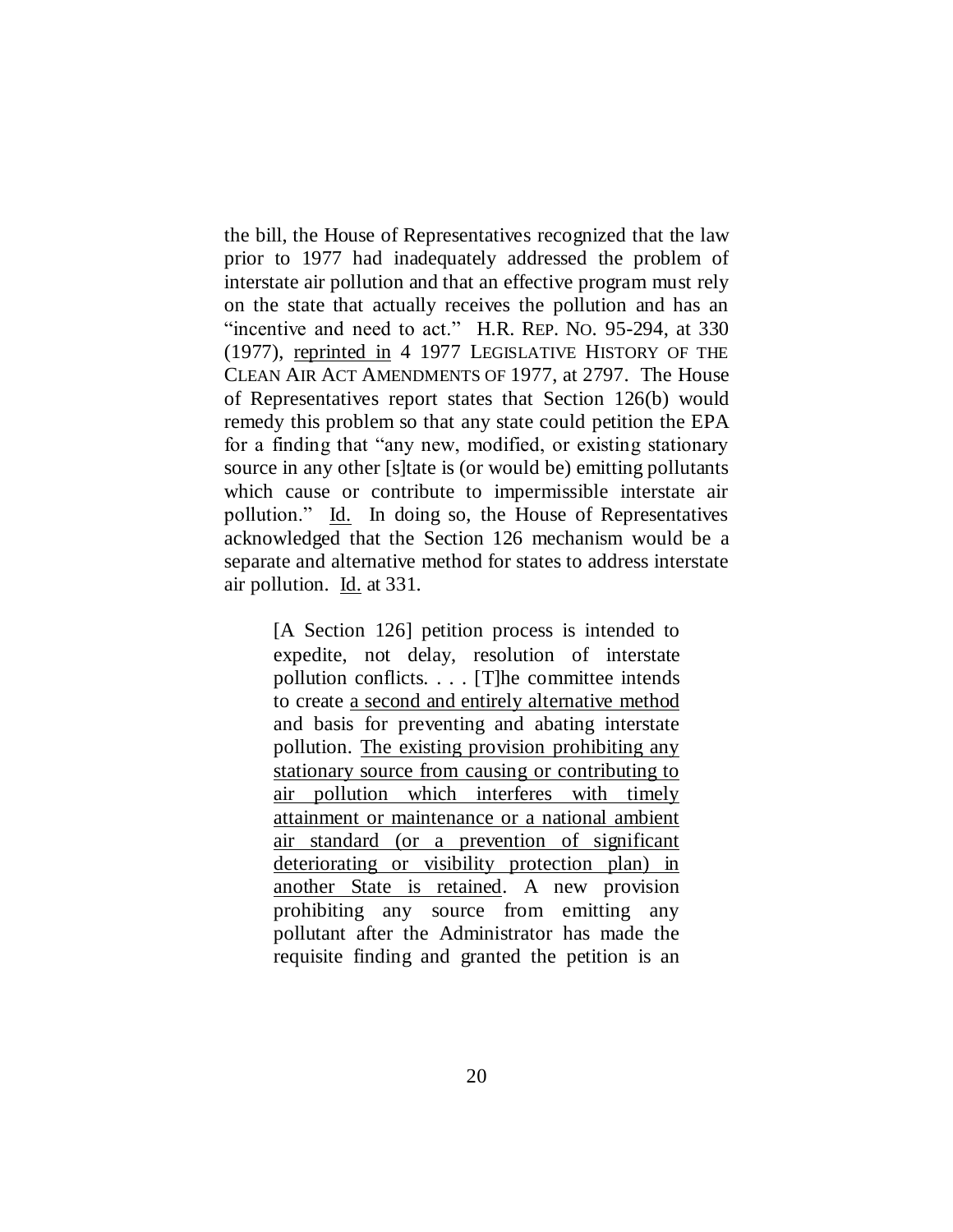the bill, the House of Representatives recognized that the law prior to 1977 had inadequately addressed the problem of interstate air pollution and that an effective program must rely on the state that actually receives the pollution and has an "incentive and need to act." H.R. REP. NO. 95-294, at 330 (1977), reprinted in 4 1977 LEGISLATIVE HISTORY OF THE CLEAN AIR ACT AMENDMENTS OF 1977, at 2797. The House of Representatives report states that Section 126(b) would remedy this problem so that any state could petition the EPA for a finding that "any new, modified, or existing stationary source in any other [s]tate is (or would be) emitting pollutants which cause or contribute to impermissible interstate air pollution." Id. In doing so, the House of Representatives acknowledged that the Section 126 mechanism would be a separate and alternative method for states to address interstate air pollution. Id. at 331.

> [A Section 126] petition process is intended to expedite, not delay, resolution of interstate pollution conflicts. . . . [T]he committee intends to create a second and entirely alternative method and basis for preventing and abating interstate pollution. The existing provision prohibiting any stationary source from causing or contributing to air pollution which interferes with timely attainment or maintenance or a national ambient air standard (or a prevention of significant deteriorating or visibility protection plan) in another State is retained. A new provision prohibiting any source from emitting any pollutant after the Administrator has made the requisite finding and granted the petition is an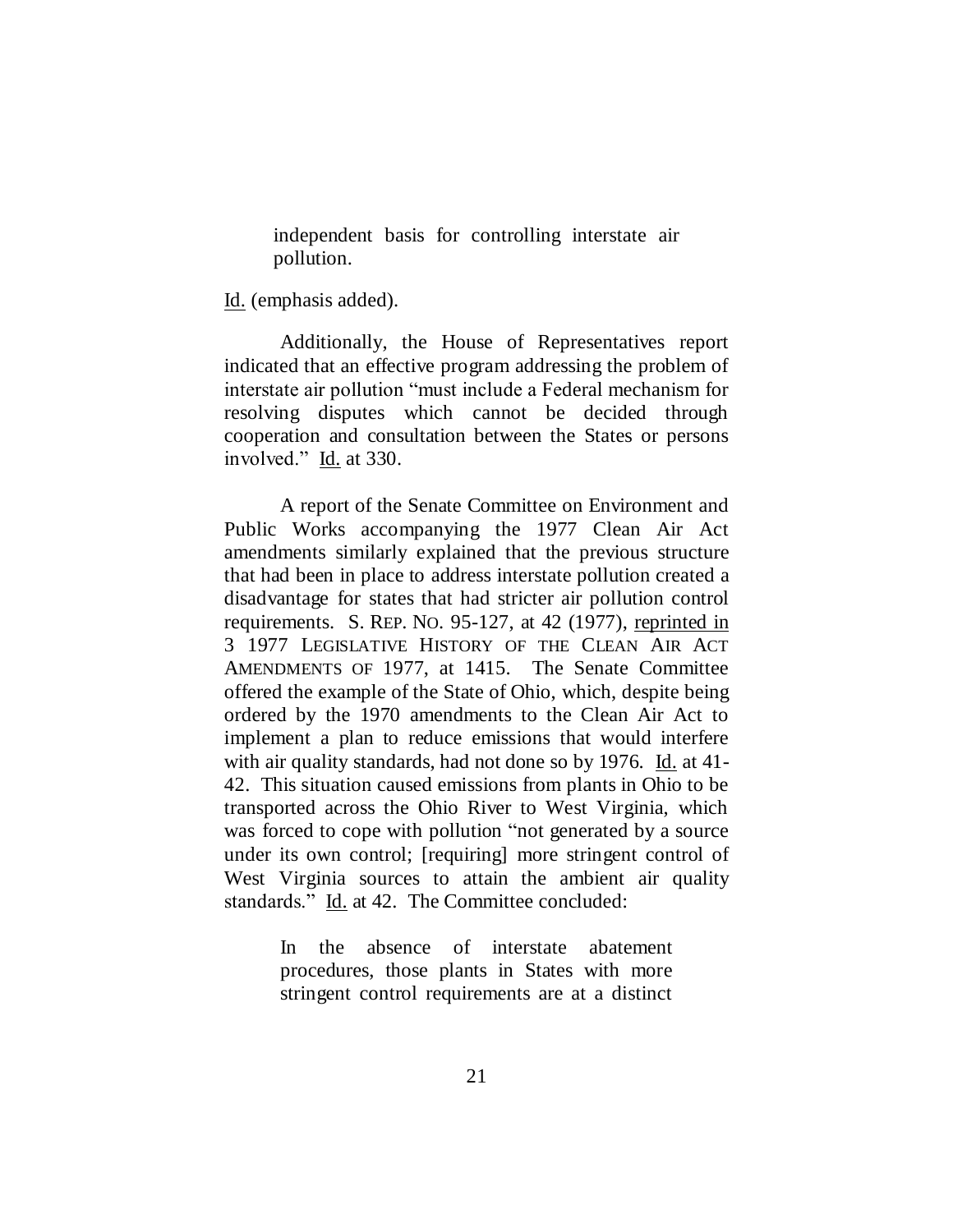> independent basis for controlling interstate air pollution.

Id. (emphasis added).

Additionally, the House of Representatives report indicated that an effective program addressing the problem of interstate air pollution "must include a Federal mechanism for resolving disputes which cannot be decided through cooperation and consultation between the States or persons involved." Id. at 330.

A report of the Senate Committee on Environment and Public Works accompanying the 1977 Clean Air Act amendments similarly explained that the previous structure that had been in place to address interstate pollution created a disadvantage for states that had stricter air pollution control requirements. S. REP. NO. 95-127, at 42 (1977), reprinted in 3 1977 LEGISLATIVE HISTORY OF THE CLEAN AIR ACT AMENDMENTS OF 1977, at 1415. The Senate Committee offered the example of the State of Ohio, which, despite being ordered by the 1970 amendments to the Clean Air Act to implement a plan to reduce emissions that would interfere with air quality standards, had not done so by 1976. Id. at 41-42. This situation caused emissions from plants in Ohio to be transported across the Ohio River to West Virginia, which was forced to cope with pollution "not generated by a source under its own control; [requiring] more stringent control of West Virginia sources to attain the ambient air quality standards." Id. at 42. The Committee concluded:

> In the absence of interstate abatement procedures, those plants in States with more stringent control requirements are at a distinct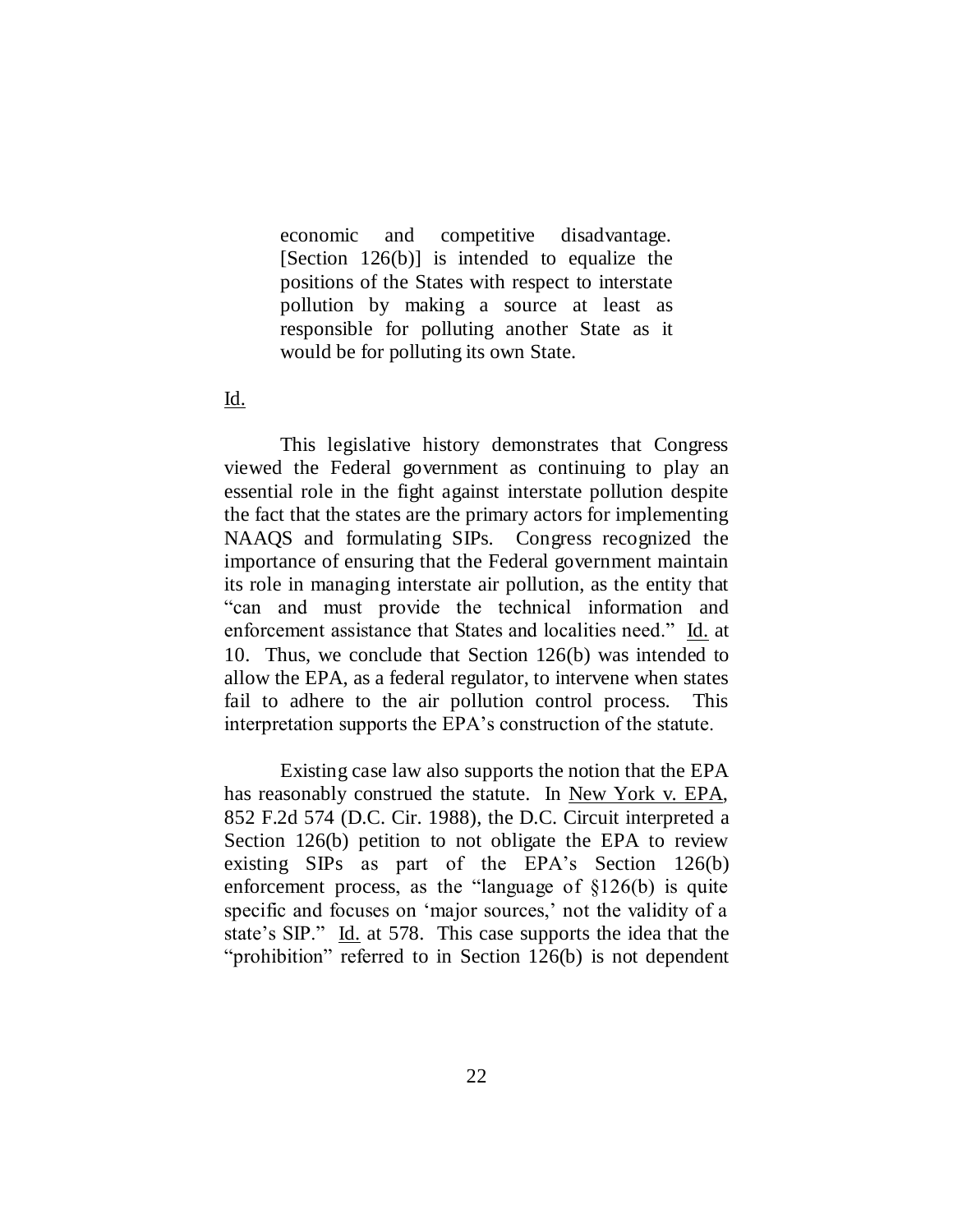> economic and competitive disadvantage. [Section 126(b)] is intended to equalize the positions of the States with respect to interstate pollution by making a source at least as responsible for polluting another State as it would be for polluting its own State.

Id.

This legislative history demonstrates that Congress viewed the Federal government as continuing to play an essential role in the fight against interstate pollution despite the fact that the states are the primary actors for implementing NAAQS and formulating SIPs. Congress recognized the importance of ensuring that the Federal government maintain its role in managing interstate air pollution, as the entity that "can and must provide the technical information and enforcement assistance that States and localities need." Id. at 10. Thus, we conclude that Section 126(b) was intended to allow the EPA, as a federal regulator, to intervene when states fail to adhere to the air pollution control process. This interpretation supports the EPA's construction of the statute.

Existing case law also supports the notion that the EPA has reasonably construed the statute. In New York v. EPA, 852 F.2d 574 (D.C. Cir. 1988), the D.C. Circuit interpreted a Section 126(b) petition to not obligate the EPA to review existing SIPs as part of the EPA's Section 126(b) enforcement process, as the "language of §126(b) is quite specific and focuses on 'major sources,' not the validity of a state's SIP." Id. at 578. This case supports the idea that the "prohibition" referred to in Section 126(b) is not dependent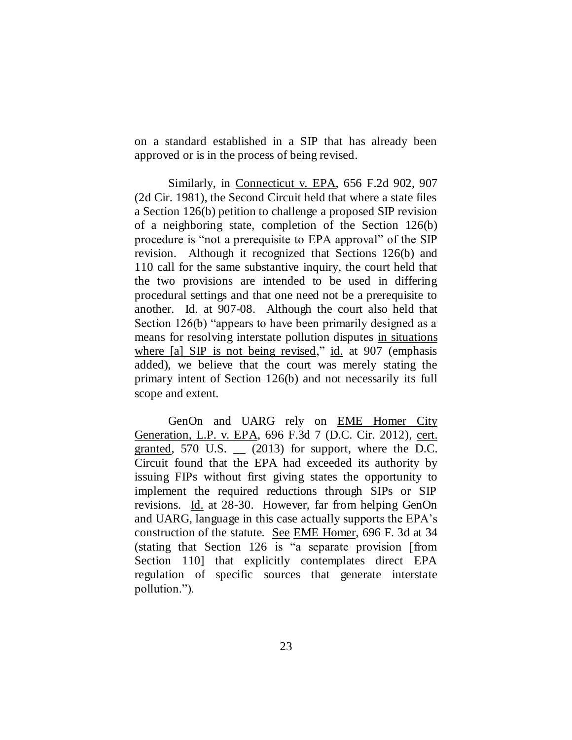on a standard established in a SIP that has already been approved or is in the process of being revised.

Similarly, in Connecticut v. EPA, 656 F.2d 902, 907 (2d Cir. 1981), the Second Circuit held that where a state files a Section 126(b) petition to challenge a proposed SIP revision of a neighboring state, completion of the Section 126(b) procedure is "not a prerequisite to EPA approval" of the SIP revision. Although it recognized that Sections 126(b) and 110 call for the same substantive inquiry, the court held that the two provisions are intended to be used in differing procedural settings and that one need not be a prerequisite to another. Id. at 907-08. Although the court also held that Section 126(b) "appears to have been primarily designed as a means for resolving interstate pollution disputes in situations where [a] SIP is not being revised," id. at 907 (emphasis added), we believe that the court was merely stating the primary intent of Section 126(b) and not necessarily its full scope and extent.

GenOn and UARG rely on EME Homer City Generation, L.P. v. EPA, 696 F.3d 7 (D.C. Cir. 2012), cert. granted, 570 U.S. __ (2013) for support, where the D.C. Circuit found that the EPA had exceeded its authority by issuing FIPs without first giving states the opportunity to implement the required reductions through SIPs or SIP revisions. Id. at 28-30. However, far from helping GenOn and UARG, language in this case actually supports the EPA's construction of the statute. See EME Homer, 696 F. 3d at 34 (stating that Section 126 is "a separate provision [from Section 110] that explicitly contemplates direct EPA regulation of specific sources that generate interstate pollution.").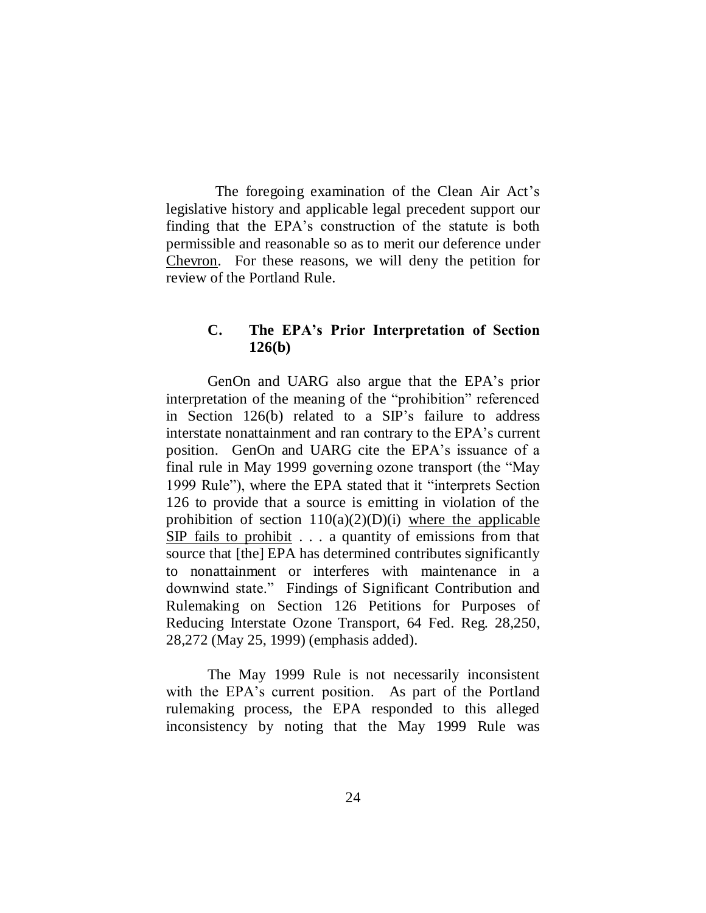The foregoing examination of the Clean Air Act's legislative history and applicable legal precedent support our finding that the EPA's construction of the statute is both permissible and reasonable so as to merit our deference under Chevron. For these reasons, we will deny the petition for review of the Portland Rule.

### C. The EPA's Prior Interpretation of Section 126(b)

GenOn and UARG also argue that the EPA's prior interpretation of the meaning of the "prohibition" referenced in Section 126(b) related to a SIP's failure to address interstate nonattainment and ran contrary to the EPA's current position. GenOn and UARG cite the EPA's issuance of a final rule in May 1999 governing ozone transport (the "May 1999 Rule"), where the EPA stated that it "interprets Section 126 to provide that a source is emitting in violation of the prohibition of section 110(a)(2)(D)(i) <u>where the applicable SIP fails to prohibit</u> . . . a quantity of emissions from that source that [the] EPA has determined contributes significantly to nonattainment or interferes with maintenance in a downwind state." Findings of Significant Contribution and Rulemaking on Section 126 Petitions for Purposes of Reducing Interstate Ozone Transport, 64 Fed. Reg. 28,250, 28,272 (May 25, 1999) (emphasis added).

The May 1999 Rule is not necessarily inconsistent with the EPA's current position. As part of the Portland rulemaking process, the EPA responded to this alleged inconsistency by noting that the May 1999 Rule was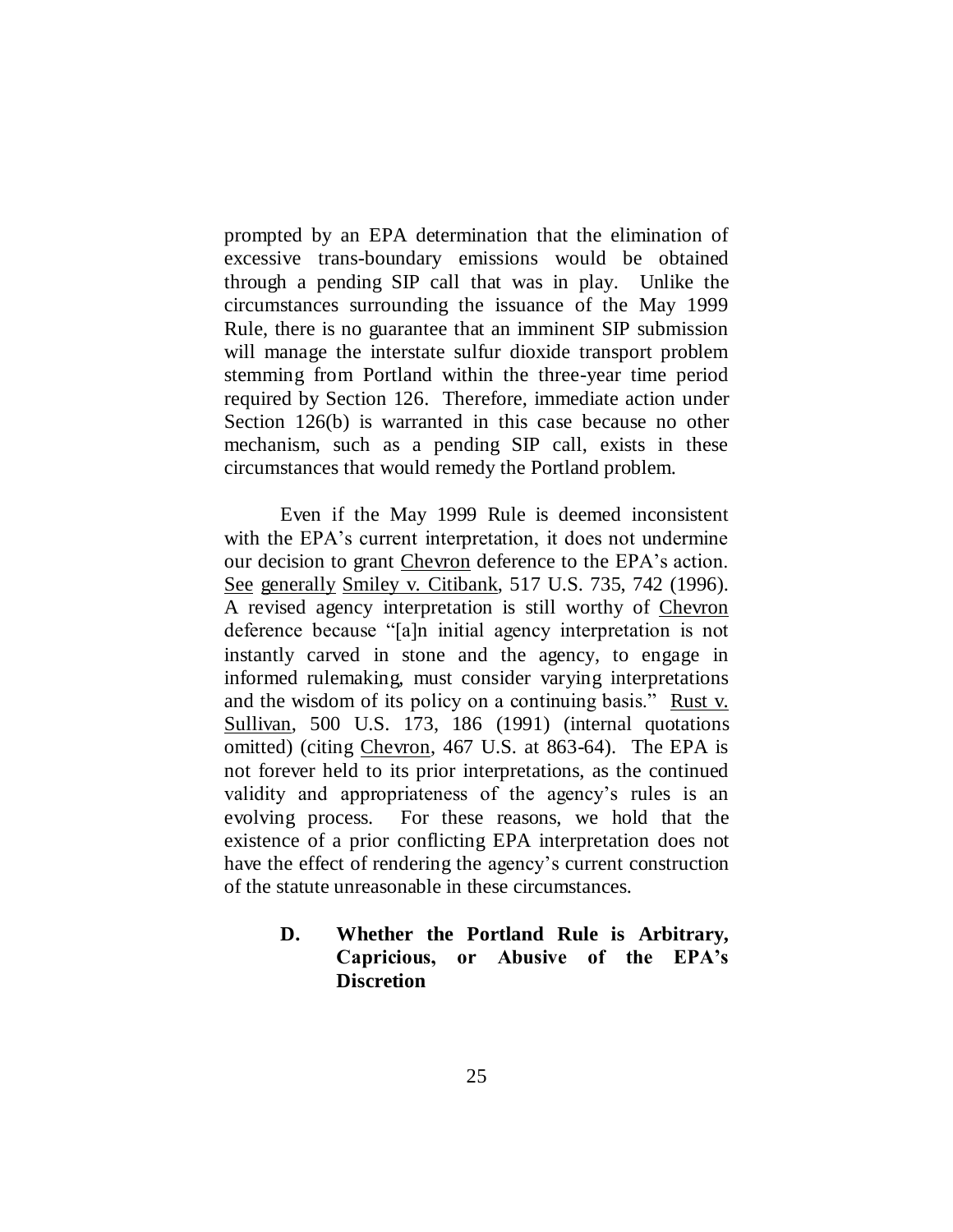prompted by an EPA determination that the elimination of excessive trans-boundary emissions would be obtained through a pending SIP call that was in play. Unlike the circumstances surrounding the issuance of the May 1999 Rule, there is no guarantee that an imminent SIP submission will manage the interstate sulfur dioxide transport problem stemming from Portland within the three-year time period required by Section 126. Therefore, immediate action under Section 126(b) is warranted in this case because no other mechanism, such as a pending SIP call, exists in these circumstances that would remedy the Portland problem.

Even if the May 1999 Rule is deemed inconsistent with the EPA's current interpretation, it does not undermine our decision to grant Chevron deference to the EPA's action. See generally Smiley v. Citibank, 517 U.S. 735, 742 (1996). A revised agency interpretation is still worthy of Chevron deference because "[a]n initial agency interpretation is not instantly carved in stone and the agency, to engage in informed rulemaking, must consider varying interpretations and the wisdom of its policy on a continuing basis." Rust v. Sullivan, 500 U.S. 173, 186 (1991) (internal quotations omitted) (citing Chevron, 467 U.S. at 863-64). The EPA is not forever held to its prior interpretations, as the continued validity and appropriateness of the agency's rules is an evolving process. For these reasons, we hold that the existence of a prior conflicting EPA interpretation does not have the effect of rendering the agency's current construction of the statute unreasonable in these circumstances.

### D. Whether the Portland Rule is Arbitrary, Capricious, or Abusive of the EPA's Discretion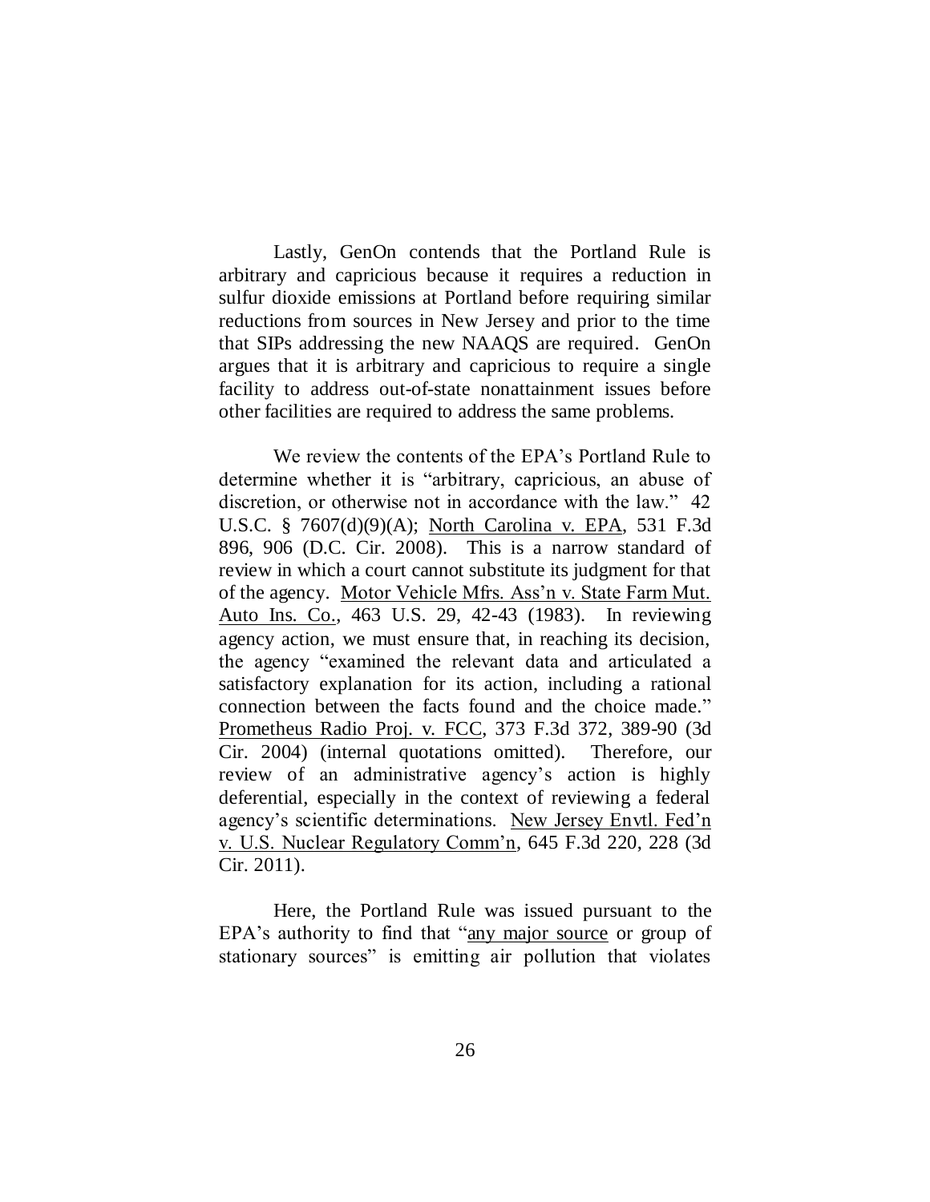Lastly, GenOn contends that the Portland Rule is arbitrary and capricious because it requires a reduction in sulfur dioxide emissions at Portland before requiring similar reductions from sources in New Jersey and prior to the time that SIPs addressing the new NAAQS are required. GenOn argues that it is arbitrary and capricious to require a single facility to address out-of-state nonattainment issues before other facilities are required to address the same problems.

We review the contents of the EPA's Portland Rule to determine whether it is "arbitrary, capricious, an abuse of discretion, or otherwise not in accordance with the law." 42 U.S.C. § 7607(d)(9)(A); North Carolina v. EPA, 531 F.3d 896, 906 (D.C. Cir. 2008). This is a narrow standard of review in which a court cannot substitute its judgment for that of the agency. Motor Vehicle Mfrs. Ass'n v. State Farm Mut. Auto Ins. Co., 463 U.S. 29, 42-43 (1983). In reviewing agency action, we must ensure that, in reaching its decision, the agency "examined the relevant data and articulated a satisfactory explanation for its action, including a rational connection between the facts found and the choice made." Prometheus Radio Proj. v. FCC, 373 F.3d 372, 389-90 (3d Cir. 2004) (internal quotations omitted). Therefore, our review of an administrative agency's action is highly deferential, especially in the context of reviewing a federal agency's scientific determinations. New Jersey Envtl. Fed'n v. U.S. Nuclear Regulatory Comm'n, 645 F.3d 220, 228 (3d Cir. 2011).

Here, the Portland Rule was issued pursuant to the EPA's authority to find that "any major source or group of stationary sources" is emitting air pollution that violates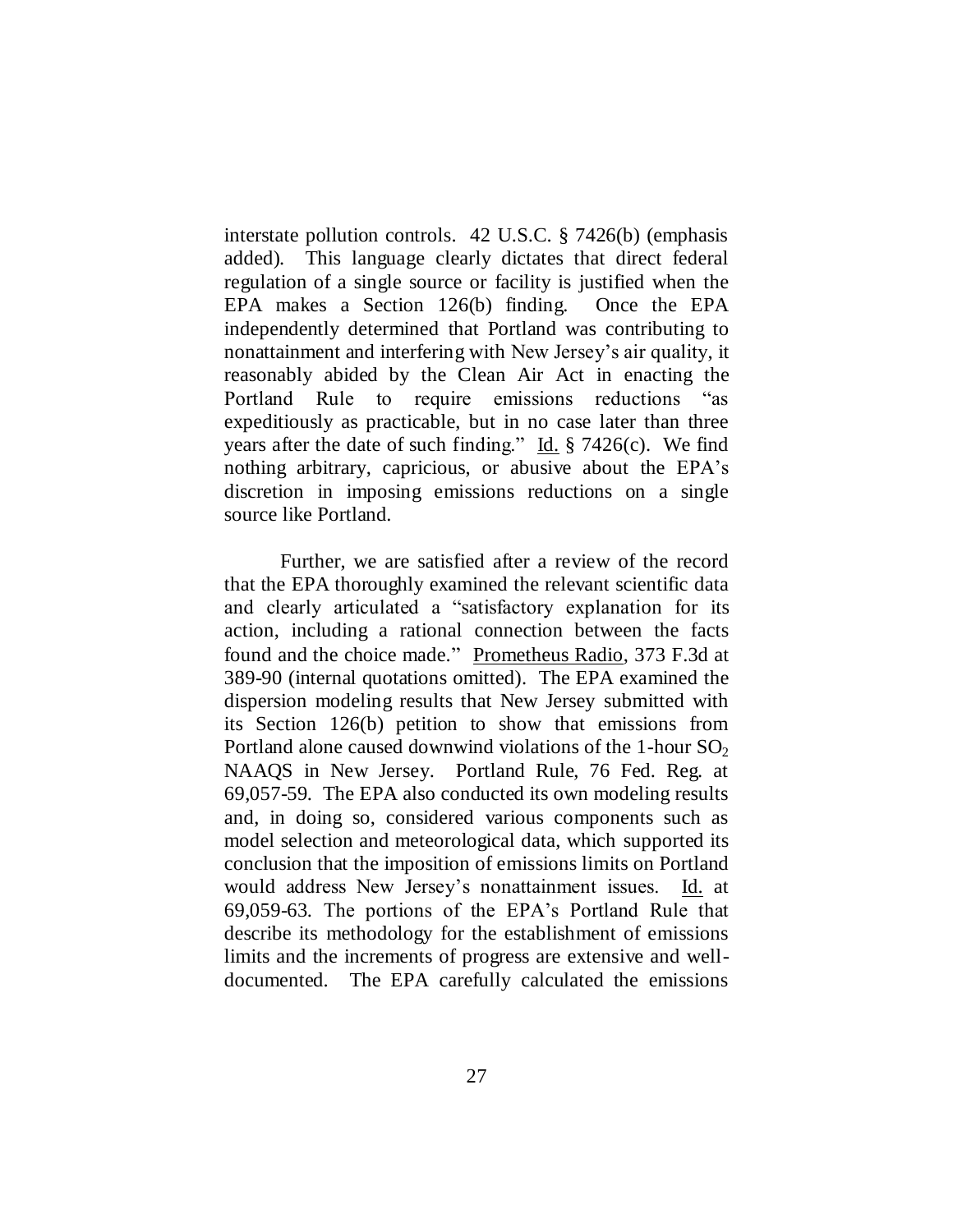interstate pollution controls. 42 U.S.C. § 7426(b) (emphasis added). This language clearly dictates that direct federal regulation of a single source or facility is justified when the EPA makes a Section 126(b) finding. Once the EPA independently determined that Portland was contributing to nonattainment and interfering with New Jersey's air quality, it reasonably abided by the Clean Air Act in enacting the Portland Rule to require emissions reductions "as expeditiously as practicable, but in no case later than three years after the date of such finding." Id. § 7426(c). We find nothing arbitrary, capricious, or abusive about the EPA's discretion in imposing emissions reductions on a single source like Portland.

Further, we are satisfied after a review of the record that the EPA thoroughly examined the relevant scientific data and clearly articulated a "satisfactory explanation for its action, including a rational connection between the facts found and the choice made." Prometheus Radio, 373 F.3d at 389-90 (internal quotations omitted). The EPA examined the dispersion modeling results that New Jersey submitted with its Section 126(b) petition to show that emissions from Portland alone caused downwind violations of the 1-hour $SO_2$ NAAQS in New Jersey. Portland Rule, 76 Fed. Reg. at 69,057-59. The EPA also conducted its own modeling results and, in doing so, considered various components such as model selection and meteorological data, which supported its conclusion that the imposition of emissions limits on Portland would address New Jersey's nonattainment issues. Id. at 69,059-63. The portions of the EPA's Portland Rule that describe its methodology for the establishment of emissions limits and the increments of progress are extensive and well-documented. The EPA carefully calculated the emissions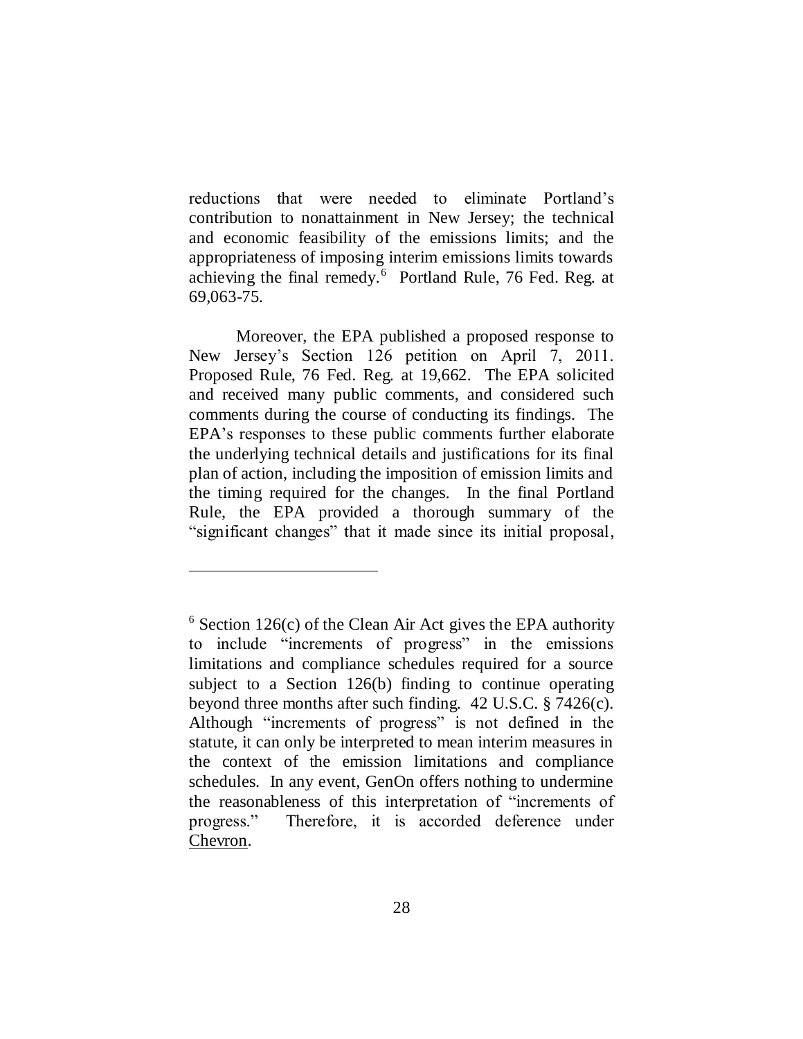reductions that were needed to eliminate Portland's contribution to nonattainment in New Jersey; the technical and economic feasibility of the emissions limits; and the appropriateness of imposing interim emissions limits towards achieving the final remedy.[6] Portland Rule, 76 Fed. Reg. at 69,063-75.

Moreover, the EPA published a proposed response to New Jersey's Section 126 petition on April 7, 2011. Proposed Rule, 76 Fed. Reg. at 19,662. The EPA solicited and received many public comments, and considered such comments during the course of conducting its findings. The EPA's responses to these public comments further elaborate the underlying technical details and justifications for its final plan of action, including the imposition of emission limits and the timing required for the changes. In the final Portland Rule, the EPA provided a thorough summary of the "significant changes" that it made since its initial proposal,

---

[6] Section 126(c) of the Clean Air Act gives the EPA authority to include "increments of progress" in the emissions limitations and compliance schedules required for a source subject to a Section 126(b) finding to continue operating beyond three months after such finding. 42 U.S.C. § 7426(c). Although "increments of progress" is not defined in the statute, it can only be interpreted to mean interim measures in the context of the emission limitations and compliance schedules. In any event, GenOn offers nothing to undermine the reasonableness of this interpretation of "increments of progress." Therefore, it is accorded deference under Chevron.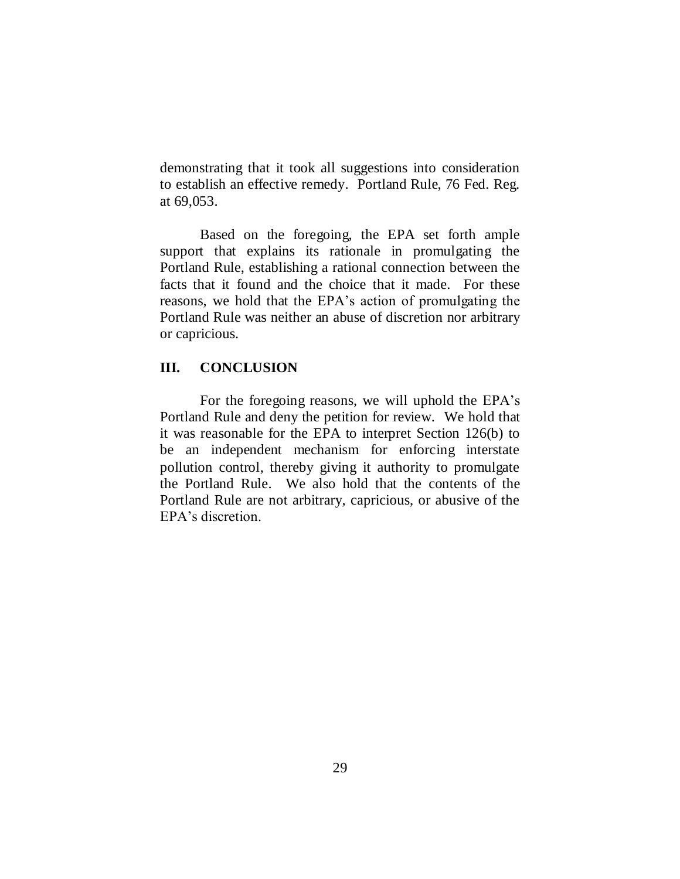demonstrating that it took all suggestions into consideration to establish an effective remedy. Portland Rule, 76 Fed. Reg. at 69,053.

Based on the foregoing, the EPA set forth ample support that explains its rationale in promulgating the Portland Rule, establishing a rational connection between the facts that it found and the choice that it made. For these reasons, we hold that the EPA's action of promulgating the Portland Rule was neither an abuse of discretion nor arbitrary or capricious.

## III. CONCLUSION

For the foregoing reasons, we will uphold the EPA's Portland Rule and deny the petition for review. We hold that it was reasonable for the EPA to interpret Section 126(b) to be an independent mechanism for enforcing interstate pollution control, thereby giving it authority to promulgate the Portland Rule. We also hold that the contents of the Portland Rule are not arbitrary, capricious, or abusive of the EPA's discretion.